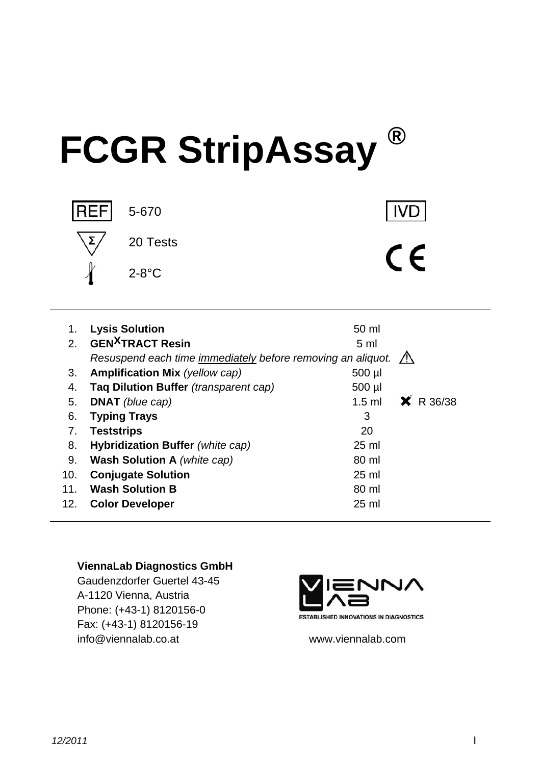# FCGR StripAssay ®

REF 5-670

IVD

Σ 20 Tests

2-8°C

CE

| | | | |
|---|---|---|---|
| 1. | **Lysis Solution** | 50 ml | |
| 2. | **GEN$^{X}$TRACT Resin** | 5 ml | |
| | *Resuspend each time* *immediately* *before removing an aliquot.* | | ⚠ |
| 3. | **Amplification Mix** *(yellow cap)* | 500 µl | |
| 4. | **Taq Dilution Buffer** *(transparent cap)* | 500 µl | |
| 5. | **DNAT** *(blue cap)* | 1.5 ml | ✖ R 36/38 |
| 6. | **Typing Trays** | 3 | |
| 7. | **Teststrips** | 20 | |
| 8. | **Hybridization Buffer** *(white cap)* | 25 ml | |
| 9. | **Wash Solution A** *(white cap)* | 80 ml | |
| 10. | **Conjugate Solution** | 25 ml | |
| 11. | **Wash Solution B** | 80 ml | |
| 12. | **Color Developer** | 25 ml | |

**ViennaLab Diagnostics GmbH**
Gaudenzdorfer Guertel 43-45
A-1120 Vienna, Austria
Phone: (+43-1) 8120156-0
Fax: (+43-1) 8120156-19
info@viennalab.co.at

VIENNA LAB
ESTABLISHED INNOVATIONS IN DIAGNOSTICS
www.viennalab.com

12/2011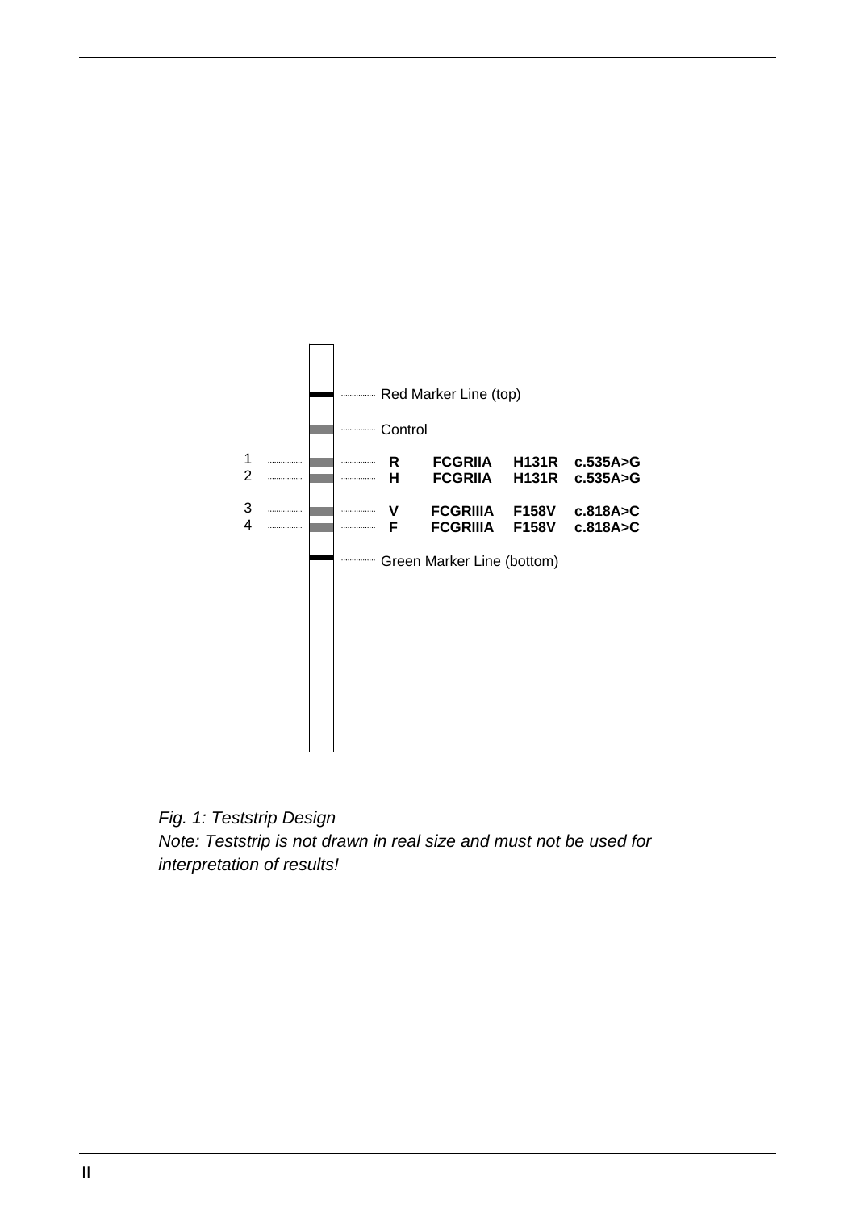| | | |
|---|---|---|
| | Red Marker Line (top) | |
| | Control | |
| 1 | R FCGRIIA H131R c.535A>G | |
| 2 | H FCGRIIA H131R c.535A>G | |
| 3 | V FCGRIIIA F158V c.818A>C | |
| 4 | F FCGRIIIA F158V c.818A>C | |
| | Green Marker Line (bottom) | |

*Fig. 1: Teststrip Design*
*Note: Teststrip is not drawn in real size and must not be used for interpretation of results!*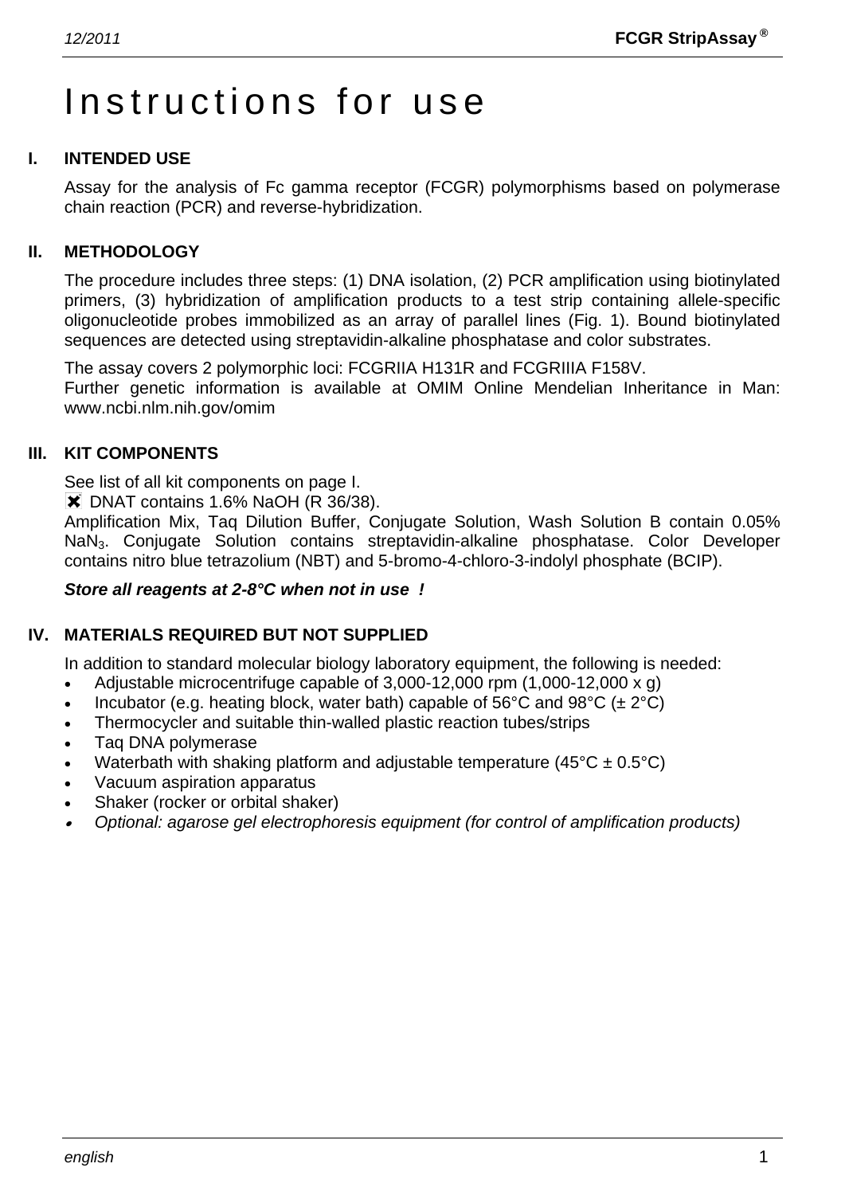# Instructions for use

## I. INTENDED USE

Assay for the analysis of Fc gamma receptor (FCGR) polymorphisms based on polymerase chain reaction (PCR) and reverse-hybridization.

## II. METHODOLOGY

The procedure includes three steps: (1) DNA isolation, (2) PCR amplification using biotinylated primers, (3) hybridization of amplification products to a test strip containing allele-specific oligonucleotide probes immobilized as an array of parallel lines (Fig. 1). Bound biotinylated sequences are detected using streptavidin-alkaline phosphatase and color substrates.

The assay covers 2 polymorphic loci: FCGRIIA H131R and FCGRIIIA F158V.
Further genetic information is available at OMIM Online Mendelian Inheritance in Man: www.ncbi.nlm.nih.gov/omim

## III. KIT COMPONENTS

See list of all kit components on page I.
✖ DNAT contains 1.6% NaOH (R 36/38).
Amplification Mix, Taq Dilution Buffer, Conjugate Solution, Wash Solution B contain 0.05% $NaN_3$. Conjugate Solution contains streptavidin-alkaline phosphatase. Color Developer contains nitro blue tetrazolium (NBT) and 5-bromo-4-chloro-3-indolyl phosphate (BCIP).

***Store all reagents at 2-8°C when not in use !***

## IV. MATERIALS REQUIRED BUT NOT SUPPLIED

In addition to standard molecular biology laboratory equipment, the following is needed:

- Adjustable microcentrifuge capable of 3,000-12,000 rpm (1,000-12,000 x g)
- Incubator (e.g. heating block, water bath) capable of 56°C and 98°C (± 2°C)
- Thermocycler and suitable thin-walled plastic reaction tubes/strips
- Taq DNA polymerase
- Waterbath with shaking platform and adjustable temperature (45°C ± 0.5°C)
- Vacuum aspiration apparatus
- Shaker (rocker or orbital shaker)
- *Optional: agarose gel electrophoresis equipment (for control of amplification products)*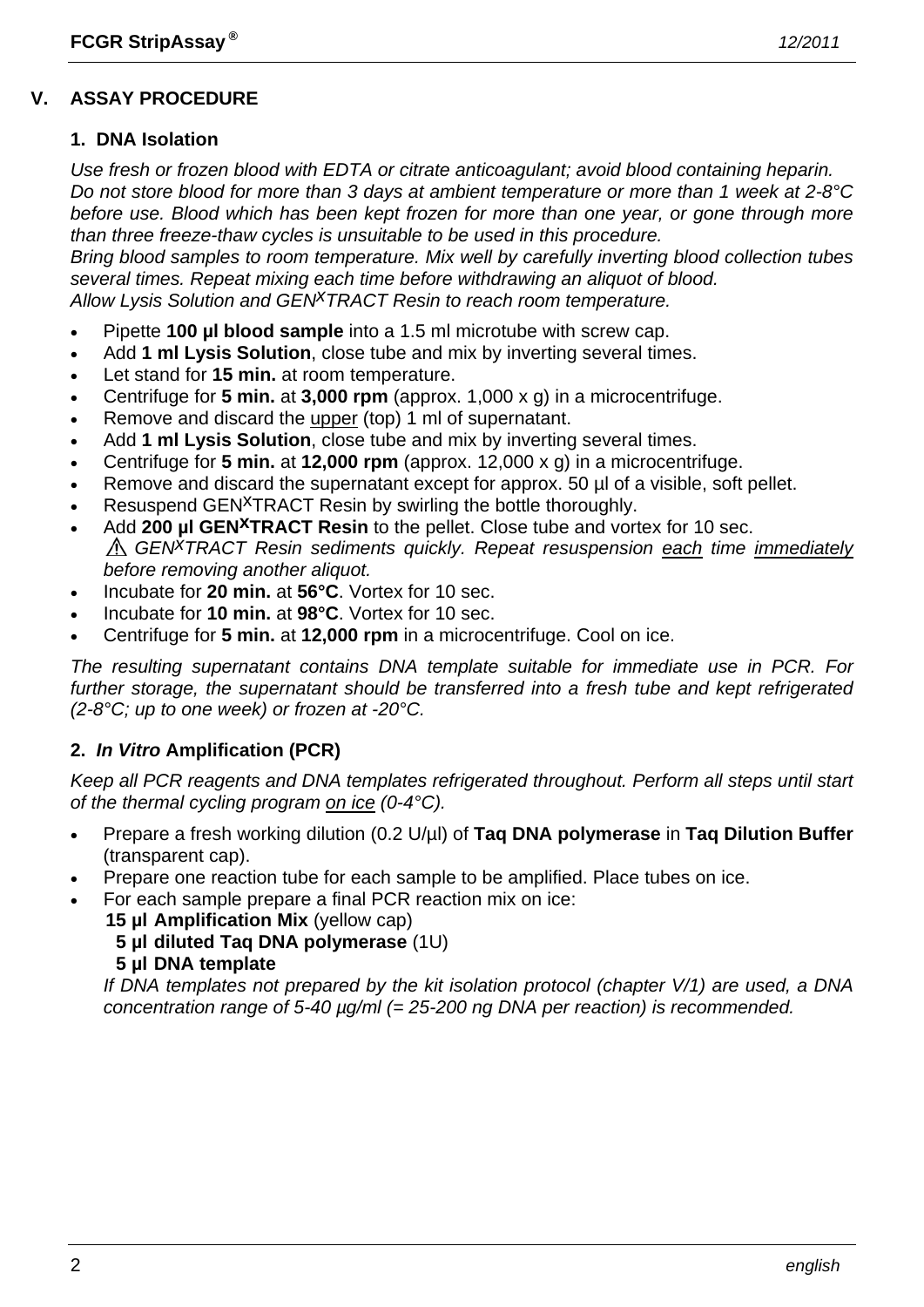## V. ASSAY PROCEDURE

### 1. DNA Isolation

*Use fresh or frozen blood with EDTA or citrate anticoagulant; avoid blood containing heparin. Do not store blood for more than 3 days at ambient temperature or more than 1 week at 2-8°C before use. Blood which has been kept frozen for more than one year, or gone through more than three freeze-thaw cycles is unsuitable to be used in this procedure.*
*Bring blood samples to room temperature. Mix well by carefully inverting blood collection tubes several times. Repeat mixing each time before withdrawing an aliquot of blood.*
*Allow Lysis Solution and GEN^X^TRACT Resin to reach room temperature.*

- Pipette **100 µl blood sample** into a 1.5 ml microtube with screw cap.
- Add **1 ml Lysis Solution**, close tube and mix by inverting several times.
- Let stand for **15 min.** at room temperature.
- Centrifuge for **5 min.** at **3,000 rpm** (approx. 1,000 x g) in a microcentrifuge.
- Remove and discard the upper (top) 1 ml of supernatant.
- Add **1 ml Lysis Solution**, close tube and mix by inverting several times.
- Centrifuge for **5 min.** at **12,000 rpm** (approx. 12,000 x g) in a microcentrifuge.
- Remove and discard the supernatant except for approx. 50 µl of a visible, soft pellet.
- Resuspend GEN^X^TRACT Resin by swirling the bottle thoroughly.
- Add **200 µl GEN^X^TRACT Resin** to the pellet. Close tube and vortex for 10 sec.
  ⚠ *GEN^X^TRACT Resin sediments quickly. Repeat resuspension each time immediately before removing another aliquot.*
- Incubate for **20 min.** at **56°C**. Vortex for 10 sec.
- Incubate for **10 min.** at **98°C**. Vortex for 10 sec.
- Centrifuge for **5 min.** at **12,000 rpm** in a microcentrifuge. Cool on ice.

*The resulting supernatant contains DNA template suitable for immediate use in PCR. For further storage, the supernatant should be transferred into a fresh tube and kept refrigerated (2-8°C; up to one week) or frozen at -20°C.*

### 2. *In Vitro* Amplification (PCR)

*Keep all PCR reagents and DNA templates refrigerated throughout. Perform all steps until start of the thermal cycling program on ice (0-4°C).*

- Prepare a fresh working dilution (0.2 U/µl) of **Taq DNA polymerase** in **Taq Dilution Buffer** (transparent cap).
- Prepare one reaction tube for each sample to be amplified. Place tubes on ice.
- For each sample prepare a final PCR reaction mix on ice:
  **15 µl Amplification Mix** (yellow cap)
  **5 µl diluted Taq DNA polymerase** (1U)
  **5 µl DNA template**

  *If DNA templates not prepared by the kit isolation protocol (chapter V/1) are used, a DNA concentration range of 5-40 µg/ml (= 25-200 ng DNA per reaction) is recommended.*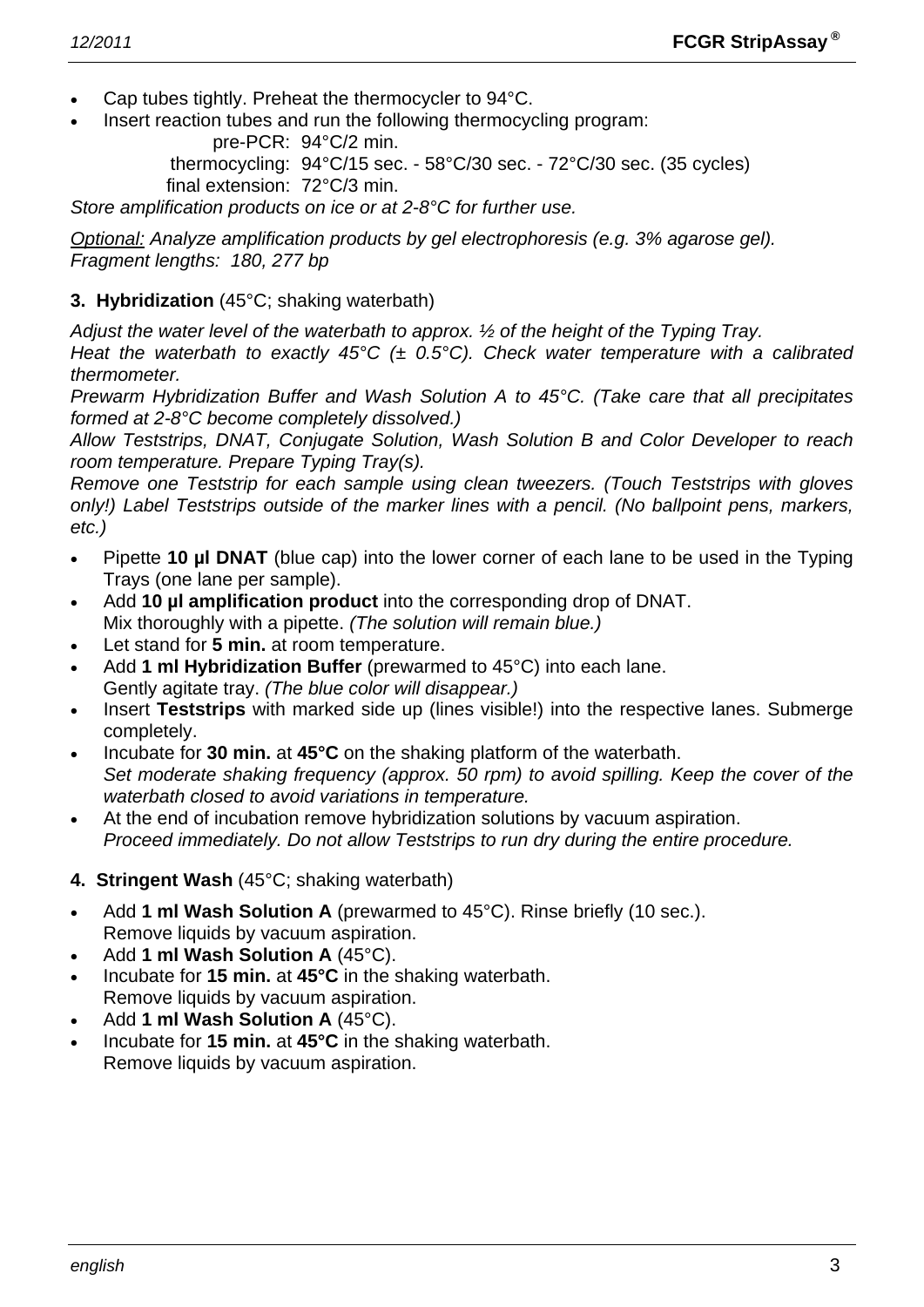- Cap tubes tightly. Preheat the thermocycler to 94°C.
- Insert reaction tubes and run the following thermocycling program:

  pre-PCR: 94°C/2 min.
  thermocycling: 94°C/15 sec. - 58°C/30 sec. - 72°C/30 sec. (35 cycles)
  final extension: 72°C/3 min.

*Store amplification products on ice or at 2-8°C for further use.*

*Optional: Analyze amplification products by gel electrophoresis (e.g. 3% agarose gel). Fragment lengths: 180, 277 bp*

**3. Hybridization** (45°C; shaking waterbath)

*Adjust the water level of the waterbath to approx. ½ of the height of the Typing Tray.*
*Heat the waterbath to exactly 45°C (± 0.5°C). Check water temperature with a calibrated thermometer.*
*Prewarm Hybridization Buffer and Wash Solution A to 45°C. (Take care that all precipitates formed at 2-8°C become completely dissolved.)*
*Allow Teststrips, DNAT, Conjugate Solution, Wash Solution B and Color Developer to reach room temperature. Prepare Typing Tray(s).*
*Remove one Teststrip for each sample using clean tweezers. (Touch Teststrips with gloves only!) Label Teststrips outside of the marker lines with a pencil. (No ballpoint pens, markers, etc.)*

- Pipette **10 µl DNAT** (blue cap) into the lower corner of each lane to be used in the Typing Trays (one lane per sample).
- Add **10 µl amplification product** into the corresponding drop of DNAT.
  Mix thoroughly with a pipette. *(The solution will remain blue.)*
- Let stand for **5 min.** at room temperature.
- Add **1 ml Hybridization Buffer** (prewarmed to 45°C) into each lane.
  Gently agitate tray. *(The blue color will disappear.)*
- Insert **Teststrips** with marked side up (lines visible!) into the respective lanes. Submerge completely.
- Incubate for **30 min.** at **45°C** on the shaking platform of the waterbath.
  *Set moderate shaking frequency (approx. 50 rpm) to avoid spilling. Keep the cover of the waterbath closed to avoid variations in temperature.*
- At the end of incubation remove hybridization solutions by vacuum aspiration.
  *Proceed immediately. Do not allow Teststrips to run dry during the entire procedure.*

**4. Stringent Wash** (45°C; shaking waterbath)

- Add **1 ml Wash Solution A** (prewarmed to 45°C). Rinse briefly (10 sec.).
  Remove liquids by vacuum aspiration.
- Add **1 ml Wash Solution A** (45°C).
- Incubate for **15 min.** at **45°C** in the shaking waterbath.
  Remove liquids by vacuum aspiration.
- Add **1 ml Wash Solution A** (45°C).
- Incubate for **15 min.** at **45°C** in the shaking waterbath.
  Remove liquids by vacuum aspiration.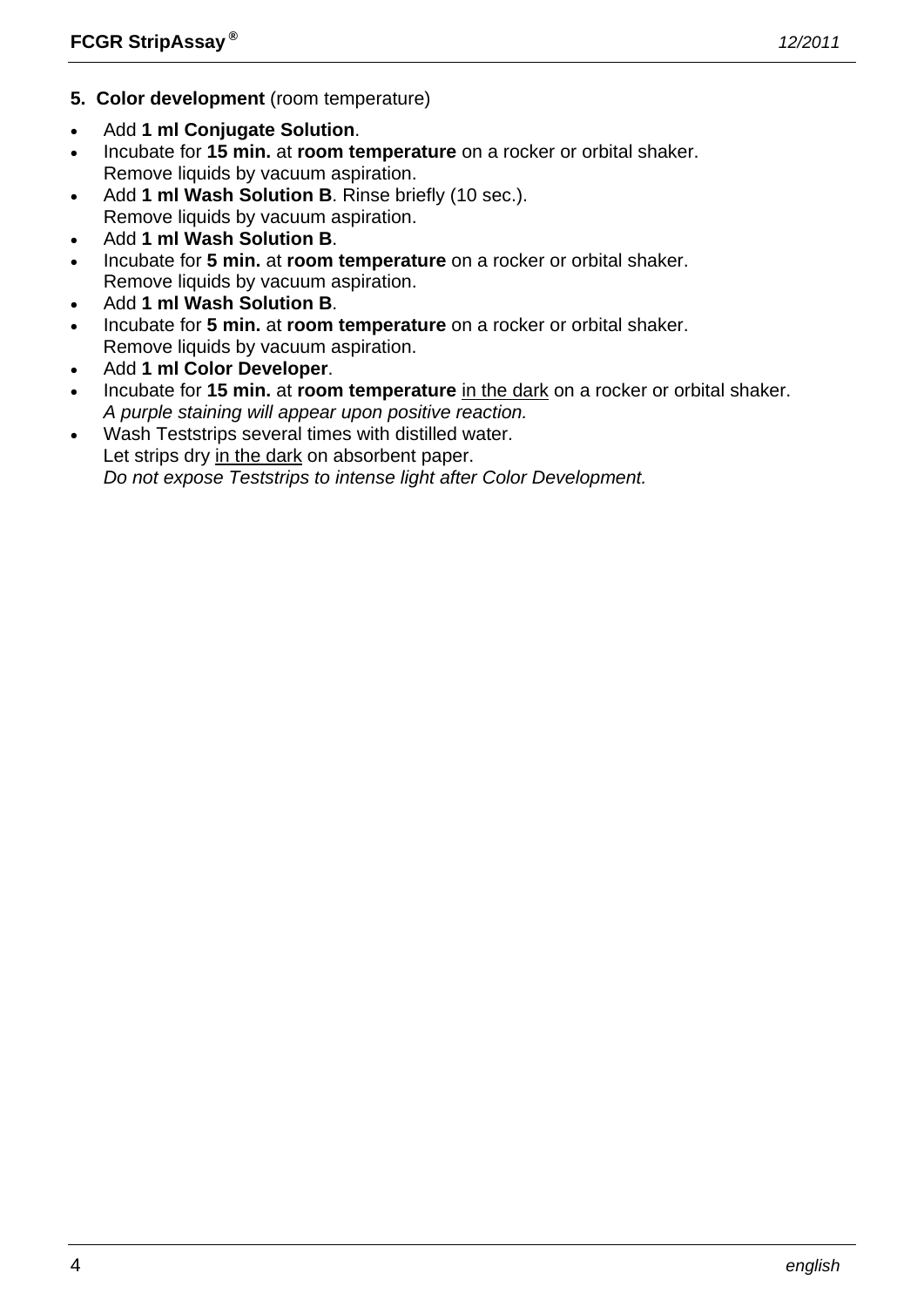**5. Color development** (room temperature)

- Add **1 ml Conjugate Solution**.
- Incubate for **15 min.** at **room temperature** on a rocker or orbital shaker.
  Remove liquids by vacuum aspiration.
- Add **1 ml Wash Solution B**. Rinse briefly (10 sec.).
  Remove liquids by vacuum aspiration.
- Add **1 ml Wash Solution B**.
- Incubate for **5 min.** at **room temperature** on a rocker or orbital shaker.
  Remove liquids by vacuum aspiration.
- Add **1 ml Wash Solution B**.
- Incubate for **5 min.** at **room temperature** on a rocker or orbital shaker.
  Remove liquids by vacuum aspiration.
- Add **1 ml Color Developer**.
- Incubate for **15 min.** at **room temperature** in the dark on a rocker or orbital shaker.
  *A purple staining will appear upon positive reaction.*
- Wash Teststrips several times with distilled water.
  Let strips dry in the dark on absorbent paper.
  *Do not expose Teststrips to intense light after Color Development.*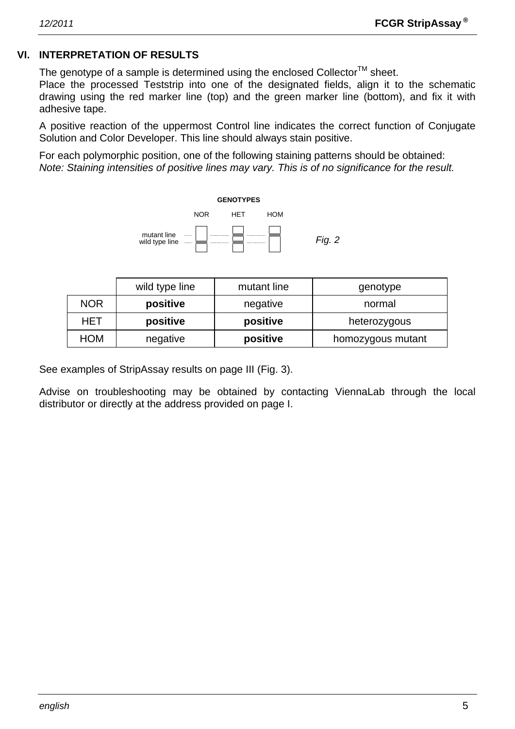## VI. INTERPRETATION OF RESULTS

The genotype of a sample is determined using the enclosed Collector™ sheet.
Place the processed Teststrip into one of the designated fields, align it to the schematic drawing using the red marker line (top) and the green marker line (bottom), and fix it with adhesive tape.

A positive reaction of the uppermost Control line indicates the correct function of Conjugate Solution and Color Developer. This line should always stain positive.

For each polymorphic position, one of the following staining patterns should be obtained:
*Note: Staining intensities of positive lines may vary. This is of no significance for the result.*

**GENOTYPES**

NOR HET HOM

mutant line
wild type line

*Fig. 2*

| | wild type line | mutant line | genotype |
|---|---|---|---|
| NOR | **positive** | negative | normal |
| HET | **positive** | **positive** | heterozygous |
| HOM | negative | **positive** | homozygous mutant |

See examples of StripAssay results on page III (Fig. 3).

Advise on troubleshooting may be obtained by contacting ViennaLab through the local distributor or directly at the address provided on page I.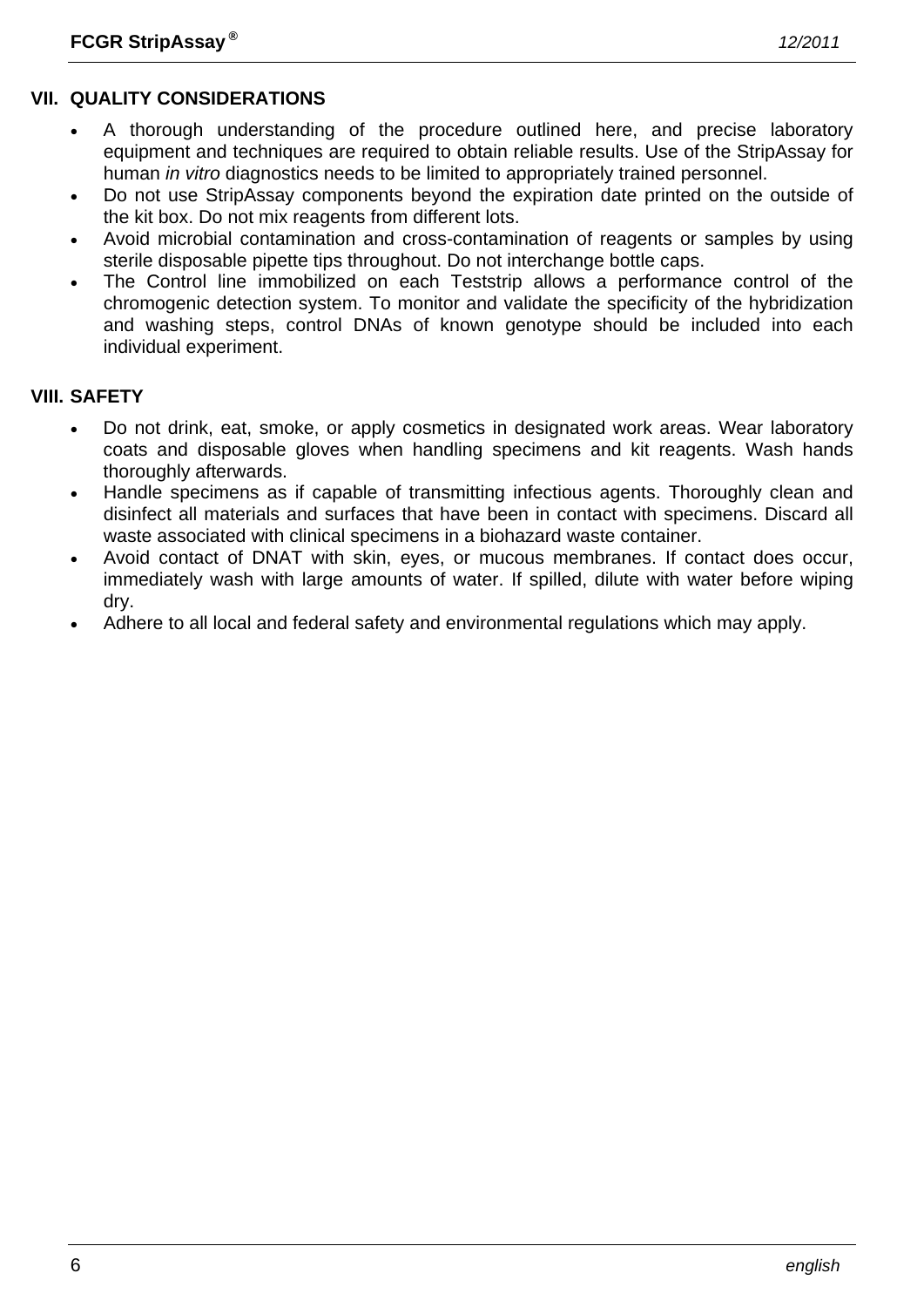## VII. QUALITY CONSIDERATIONS

- A thorough understanding of the procedure outlined here, and precise laboratory equipment and techniques are required to obtain reliable results. Use of the StripAssay for human *in vitro* diagnostics needs to be limited to appropriately trained personnel.
- Do not use StripAssay components beyond the expiration date printed on the outside of the kit box. Do not mix reagents from different lots.
- Avoid microbial contamination and cross-contamination of reagents or samples by using sterile disposable pipette tips throughout. Do not interchange bottle caps.
- The Control line immobilized on each Teststrip allows a performance control of the chromogenic detection system. To monitor and validate the specificity of the hybridization and washing steps, control DNAs of known genotype should be included into each individual experiment.

## VIII. SAFETY

- Do not drink, eat, smoke, or apply cosmetics in designated work areas. Wear laboratory coats and disposable gloves when handling specimens and kit reagents. Wash hands thoroughly afterwards.
- Handle specimens as if capable of transmitting infectious agents. Thoroughly clean and disinfect all materials and surfaces that have been in contact with specimens. Discard all waste associated with clinical specimens in a biohazard waste container.
- Avoid contact of DNAT with skin, eyes, or mucous membranes. If contact does occur, immediately wash with large amounts of water. If spilled, dilute with water before wiping dry.
- Adhere to all local and federal safety and environmental regulations which may apply.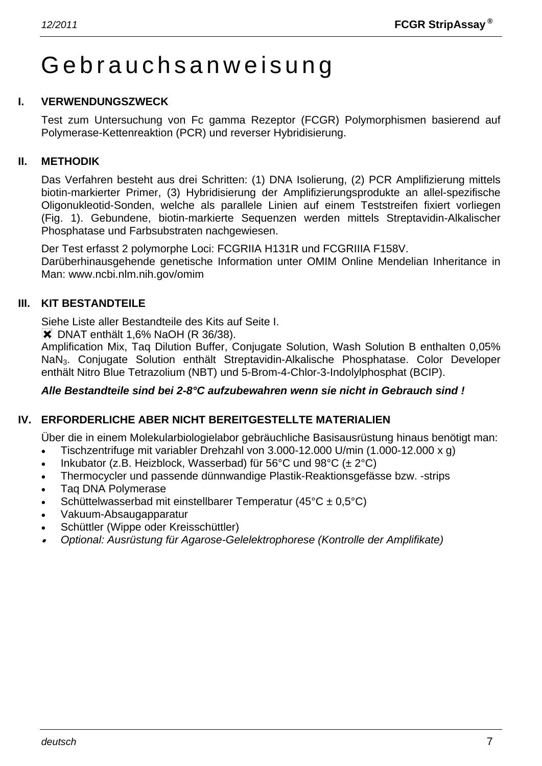# Gebrauchsanweisung

## I. VERWENDUNGSZWECK

Test zum Untersuchung von Fc gamma Rezeptor (FCGR) Polymorphismen basierend auf Polymerase-Kettenreaktion (PCR) und reverser Hybridisierung.

## II. METHODIK

Das Verfahren besteht aus drei Schritten: (1) DNA Isolierung, (2) PCR Amplifizierung mittels biotin-markierter Primer, (3) Hybridisierung der Amplifizierungsprodukte an allel-spezifische Oligonukleotid-Sonden, welche als parallele Linien auf einem Teststreifen fixiert vorliegen (Fig. 1). Gebundene, biotin-markierte Sequenzen werden mittels Streptavidin-Alkalischer Phosphatase und Farbsubstraten nachgewiesen.

Der Test erfasst 2 polymorphe Loci: FCGRIIA H131R und FCGRIIIA F158V.
Darüberhinausgehende genetische Information unter OMIM Online Mendelian Inheritance in Man: www.ncbi.nlm.nih.gov/omim

## III. KIT BESTANDTEILE

Siehe Liste aller Bestandteile des Kits auf Seite I.
✖ DNAT enthält 1,6% NaOH (R 36/38).
Amplification Mix, Taq Dilution Buffer, Conjugate Solution, Wash Solution B enthalten 0,05% $NaN_3$. Conjugate Solution enthält Streptavidin-Alkalische Phosphatase. Color Developer enthält Nitro Blue Tetrazolium (NBT) und 5-Brom-4-Chlor-3-Indolylphosphat (BCIP).

***Alle Bestandteile sind bei 2-8°C aufzubewahren wenn sie nicht in Gebrauch sind !***

## IV. ERFORDERLICHE ABER NICHT BEREITGESTELLTE MATERIALIEN

Über die in einem Molekularbiologielabor gebräuchliche Basisausrüstung hinaus benötigt man:

- Tischzentrifuge mit variabler Drehzahl von 3.000-12.000 U/min (1.000-12.000 x g)
- Inkubator (z.B. Heizblock, Wasserbad) für 56°C und 98°C (± 2°C)
- Thermocycler und passende dünnwandige Plastik-Reaktionsgefässe bzw. -strips
- Taq DNA Polymerase
- Schüttelwasserbad mit einstellbarer Temperatur (45°C ± 0,5°C)
- Vakuum-Absaugapparatur
- Schüttler (Wippe oder Kreisschüttler)
- *Optional: Ausrüstung für Agarose-Gelelektrophorese (Kontrolle der Amplifikate)*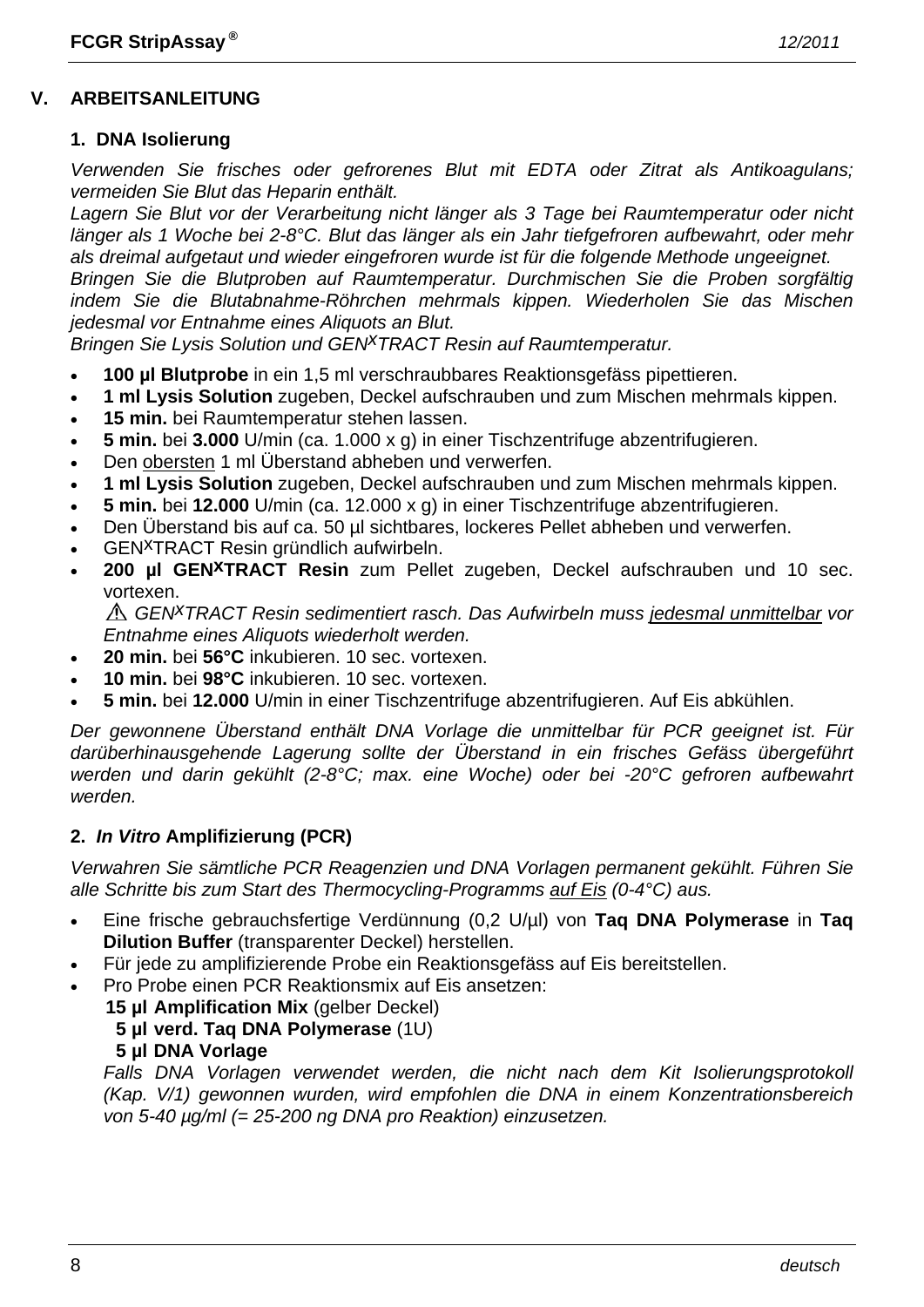## V. ARBEITSANLEITUNG

### 1. DNA Isolierung

*Verwenden Sie frisches oder gefrorenes Blut mit EDTA oder Zitrat als Antikoagulans; vermeiden Sie Blut das Heparin enthält.*
*Lagern Sie Blut vor der Verarbeitung nicht länger als 3 Tage bei Raumtemperatur oder nicht länger als 1 Woche bei 2-8°C. Blut das länger als ein Jahr tiefgefroren aufbewahrt, oder mehr als dreimal aufgetaut und wieder eingefroren wurde ist für die folgende Methode ungeeignet.*
*Bringen Sie die Blutproben auf Raumtemperatur. Durchmischen Sie die Proben sorgfältig indem Sie die Blutabnahme-Röhrchen mehrmals kippen. Wiederholen Sie das Mischen jedesmal vor Entnahme eines Aliquots an Blut.*
*Bringen Sie Lysis Solution und GEN$^X$TRACT Resin auf Raumtemperatur.*

- **100 µl Blutprobe** in ein 1,5 ml verschraubbares Reaktionsgefäss pipettieren.
- **1 ml Lysis Solution** zugeben, Deckel aufschrauben und zum Mischen mehrmals kippen.
- **15 min.** bei Raumtemperatur stehen lassen.
- **5 min.** bei **3.000** U/min (ca. 1.000 x g) in einer Tischzentrifuge abzentrifugieren.
- Den obersten 1 ml Überstand abheben und verwerfen.
- **1 ml Lysis Solution** zugeben, Deckel aufschrauben und zum Mischen mehrmals kippen.
- **5 min.** bei **12.000** U/min (ca. 12.000 x g) in einer Tischzentrifuge abzentrifugieren.
- Den Überstand bis auf ca. 50 µl sichtbares, lockeres Pellet abheben und verwerfen.
- GEN$^X$TRACT Resin gründlich aufwirbeln.
- **200 µl GEN$^X$TRACT Resin** zum Pellet zugeben, Deckel aufschrauben und 10 sec. vortexen.
  ⚠ *GEN$^X$TRACT Resin sedimentiert rasch. Das Aufwirbeln muss jedesmal unmittelbar vor Entnahme eines Aliquots wiederholt werden.*
- **20 min.** bei **56°C** inkubieren. 10 sec. vortexen.
- **10 min.** bei **98°C** inkubieren. 10 sec. vortexen.
- **5 min.** bei **12.000** U/min in einer Tischzentrifuge abzentrifugieren. Auf Eis abkühlen.

*Der gewonnene Überstand enthält DNA Vorlage die unmittelbar für PCR geeignet ist. Für darüberhinausgehende Lagerung sollte der Überstand in ein frisches Gefäss übergeführt werden und darin gekühlt (2-8°C; max. eine Woche) oder bei -20°C gefroren aufbewahrt werden.*

### 2. *In Vitro* Amplifizierung (PCR)

*Verwahren Sie sämtliche PCR Reagenzien und DNA Vorlagen permanent gekühlt. Führen Sie alle Schritte bis zum Start des Thermocycling-Programms auf Eis (0-4°C) aus.*

- Eine frische gebrauchsfertige Verdünnung (0,2 U/µl) von **Taq DNA Polymerase** in **Taq Dilution Buffer** (transparenter Deckel) herstellen.
- Für jede zu amplifizierende Probe ein Reaktionsgefäss auf Eis bereitstellen.
- Pro Probe einen PCR Reaktionsmix auf Eis ansetzen:
  **15 µl Amplification Mix** (gelber Deckel)
  **5 µl verd. Taq DNA Polymerase** (1U)
  **5 µl DNA Vorlage**
  *Falls DNA Vorlagen verwendet werden, die nicht nach dem Kit Isolierungsprotokoll (Kap. V/1) gewonnen wurden, wird empfohlen die DNA in einem Konzentrationsbereich von 5-40 µg/ml (= 25-200 ng DNA pro Reaktion) einzusetzen.*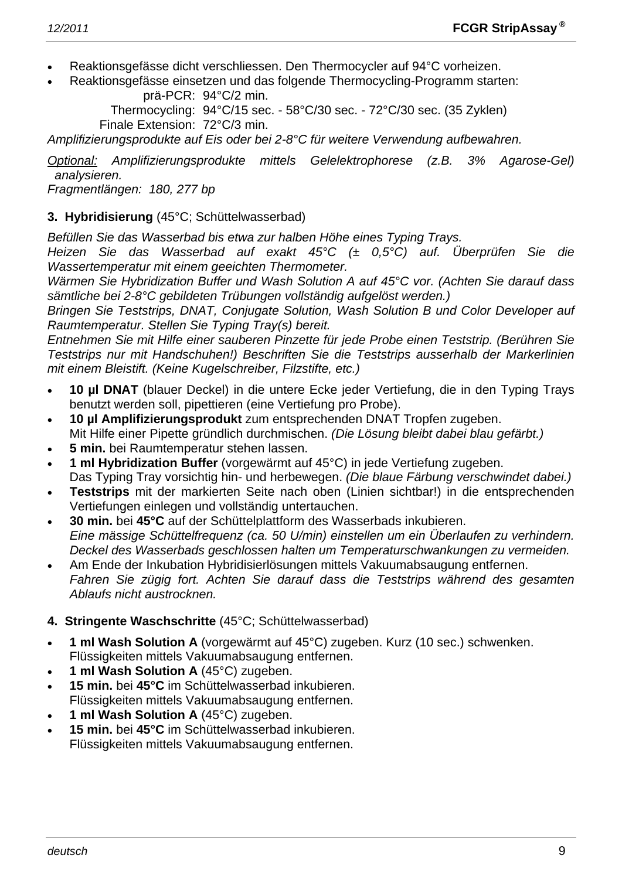- Reaktionsgefässe dicht verschliessen. Den Thermocycler auf 94°C vorheizen.
- Reaktionsgefässe einsetzen und das folgende Thermocycling-Programm starten:

  prä-PCR: 94°C/2 min.
  Thermocycling: 94°C/15 sec. - 58°C/30 sec. - 72°C/30 sec. (35 Zyklen)
  Finale Extension: 72°C/3 min.

*Amplifizierungsprodukte auf Eis oder bei 2-8°C für weitere Verwendung aufbewahren.*

*<u>Optional:</u> Amplifizierungsprodukte mittels Gelelektrophorese (z.B. 3% Agarose-Gel) analysieren.*
*Fragmentlängen: 180, 277 bp*

**3. Hybridisierung** (45°C; Schüttelwasserbad)

*Befüllen Sie das Wasserbad bis etwa zur halben Höhe eines Typing Trays.*
*Heizen Sie das Wasserbad auf exakt 45°C (± 0,5°C) auf. Überprüfen Sie die Wassertemperatur mit einem geeichten Thermometer.*
*Wärmen Sie Hybridization Buffer und Wash Solution A auf 45°C vor. (Achten Sie darauf dass sämtliche bei 2-8°C gebildeten Trübungen vollständig aufgelöst werden.)*
*Bringen Sie Teststrips, DNAT, Conjugate Solution, Wash Solution B und Color Developer auf Raumtemperatur. Stellen Sie Typing Tray(s) bereit.*
*Entnehmen Sie mit Hilfe einer sauberen Pinzette für jede Probe einen Teststrip. (Berühren Sie Teststrips nur mit Handschuhen!) Beschriften Sie die Teststrips ausserhalb der Markerlinien mit einem Bleistift. (Keine Kugelschreiber, Filzstifte, etc.)*

- **10 µl DNAT** (blauer Deckel) in die untere Ecke jeder Vertiefung, die in den Typing Trays benutzt werden soll, pipettieren (eine Vertiefung pro Probe).
- **10 µl Amplifizierungsprodukt** zum entsprechenden DNAT Tropfen zugeben.
  Mit Hilfe einer Pipette gründlich durchmischen. *(Die Lösung bleibt dabei blau gefärbt.)*
- **5 min.** bei Raumtemperatur stehen lassen.
- **1 ml Hybridization Buffer** (vorgewärmt auf 45°C) in jede Vertiefung zugeben.
  Das Typing Tray vorsichtig hin- und herbewegen. *(Die blaue Färbung verschwindet dabei.)*
- **Teststrips** mit der markierten Seite nach oben (Linien sichtbar!) in die entsprechenden Vertiefungen einlegen und vollständig untertauchen.
- **30 min.** bei **45°C** auf der Schüttelplattform des Wasserbads inkubieren.
  *Eine mässige Schüttelfrequenz (ca. 50 U/min) einstellen um ein Überlaufen zu verhindern. Deckel des Wasserbads geschlossen halten um Temperaturschwankungen zu vermeiden.*
- Am Ende der Inkubation Hybridisierlösungen mittels Vakuumabsaugung entfernen.
  *Fahren Sie zügig fort. Achten Sie darauf dass die Teststrips während des gesamten Ablaufs nicht austrocknen.*

**4. Stringente Waschschritte** (45°C; Schüttelwasserbad)

- **1 ml Wash Solution A** (vorgewärmt auf 45°C) zugeben. Kurz (10 sec.) schwenken.
  Flüssigkeiten mittels Vakuumabsaugung entfernen.
- **1 ml Wash Solution A** (45°C) zugeben.
- **15 min.** bei **45°C** im Schüttelwasserbad inkubieren.
  Flüssigkeiten mittels Vakuumabsaugung entfernen.
- **1 ml Wash Solution A** (45°C) zugeben.
- **15 min.** bei **45°C** im Schüttelwasserbad inkubieren.
  Flüssigkeiten mittels Vakuumabsaugung entfernen.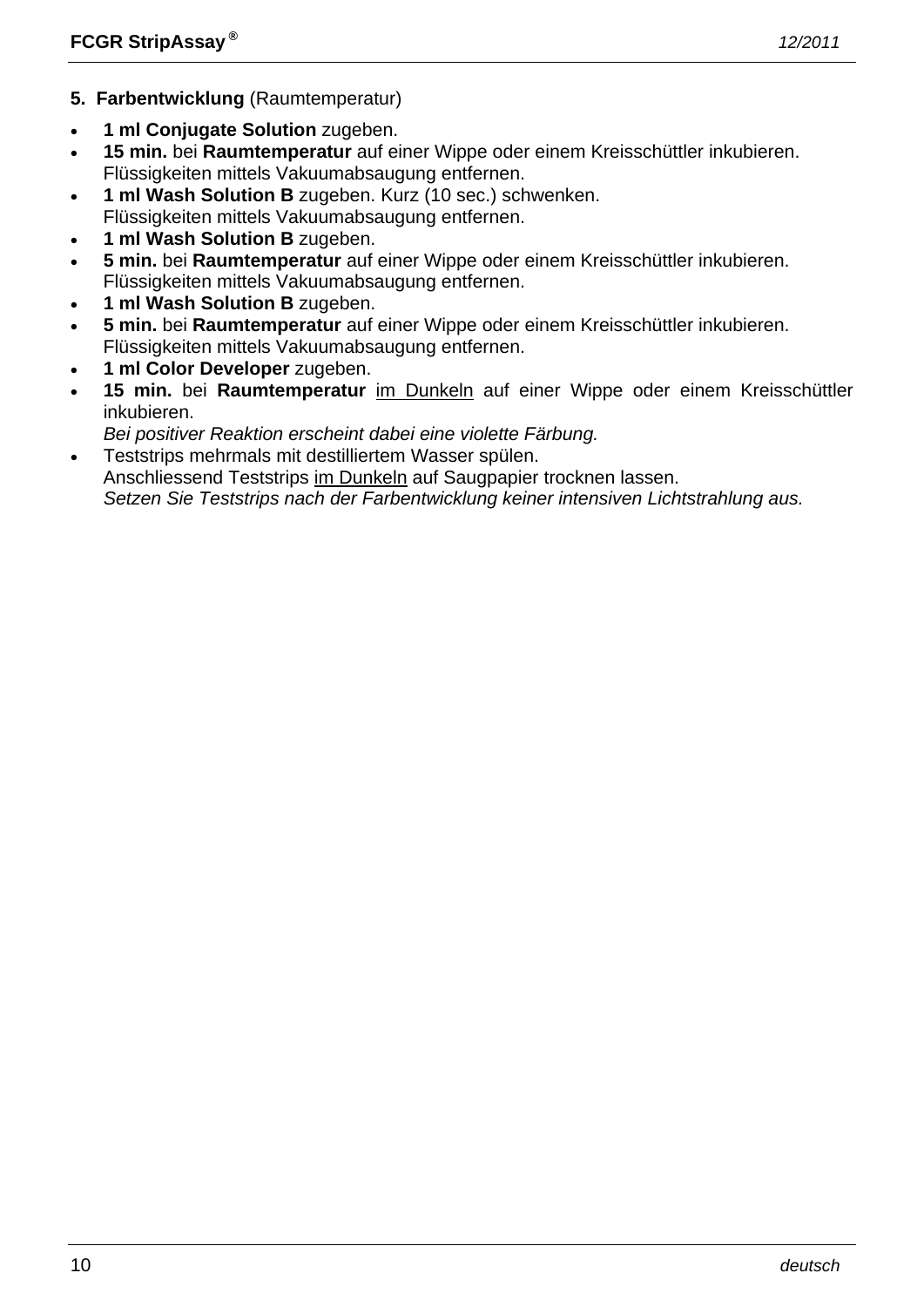**5. Farbentwicklung** (Raumtemperatur)

- **1 ml Conjugate Solution** zugeben.
- **15 min.** bei **Raumtemperatur** auf einer Wippe oder einem Kreisschüttler inkubieren.
  Flüssigkeiten mittels Vakuumabsaugung entfernen.
- **1 ml Wash Solution B** zugeben. Kurz (10 sec.) schwenken.
  Flüssigkeiten mittels Vakuumabsaugung entfernen.
- **1 ml Wash Solution B** zugeben.
- **5 min.** bei **Raumtemperatur** auf einer Wippe oder einem Kreisschüttler inkubieren.
  Flüssigkeiten mittels Vakuumabsaugung entfernen.
- **1 ml Wash Solution B** zugeben.
- **5 min.** bei **Raumtemperatur** auf einer Wippe oder einem Kreisschüttler inkubieren.
  Flüssigkeiten mittels Vakuumabsaugung entfernen.
- **1 ml Color Developer** zugeben.
- **15 min.** bei **Raumtemperatur** im Dunkeln auf einer Wippe oder einem Kreisschüttler inkubieren.
  *Bei positiver Reaktion erscheint dabei eine violette Färbung.*
- Teststrips mehrmals mit destilliertem Wasser spülen.
  Anschliessend Teststrips im Dunkeln auf Saugpapier trocknen lassen.
  *Setzen Sie Teststrips nach der Farbentwicklung keiner intensiven Lichtstrahlung aus.*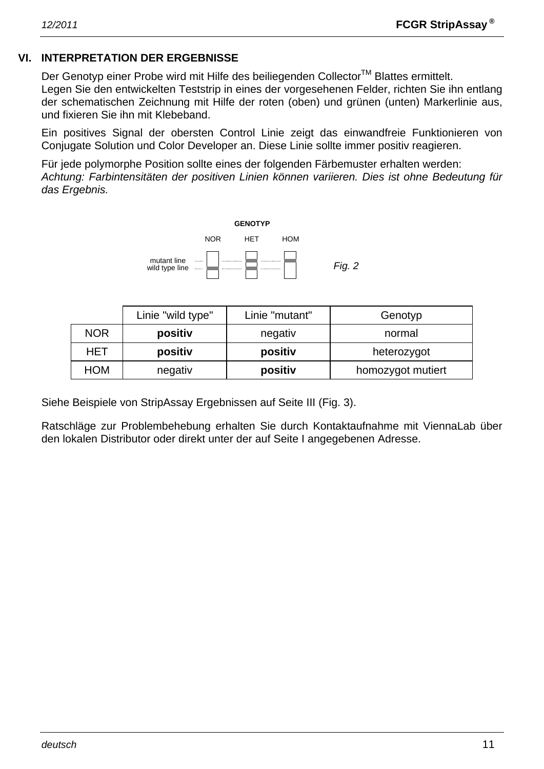## VI. INTERPRETATION DER ERGEBNISSE

Der Genotyp einer Probe wird mit Hilfe des beiliegenden Collector[TM] Blattes ermittelt.
Legen Sie den entwickelten Teststrip in eines der vorgesehenen Felder, richten Sie ihn entlang der schematischen Zeichnung mit Hilfe der roten (oben) und grünen (unten) Markerlinie aus, und fixieren Sie ihn mit Klebeband.

Ein positives Signal der obersten Control Linie zeigt das einwandfreie Funktionieren von Conjugate Solution und Color Developer an. Diese Linie sollte immer positiv reagieren.

Für jede polymorphe Position sollte eines der folgenden Färbemuster erhalten werden:
*Achtung: Farbintensitäten der positiven Linien können variieren. Dies ist ohne Bedeutung für das Ergebnis.*

**GENOTYP**

NOR HET HOM

mutant line
wild type line

*Fig. 2*

| | Linie "wild type" | Linie "mutant" | Genotyp |
|---|---|---|---|
| NOR | **positiv** | negativ | normal |
| HET | **positiv** | **positiv** | heterozygot |
| HOM | negativ | **positiv** | homozygot mutiert |

Siehe Beispiele von StripAssay Ergebnissen auf Seite III (Fig. 3).

Ratschläge zur Problembehebung erhalten Sie durch Kontaktaufnahme mit ViennaLab über den lokalen Distributor oder direkt unter der auf Seite I angegebenen Adresse.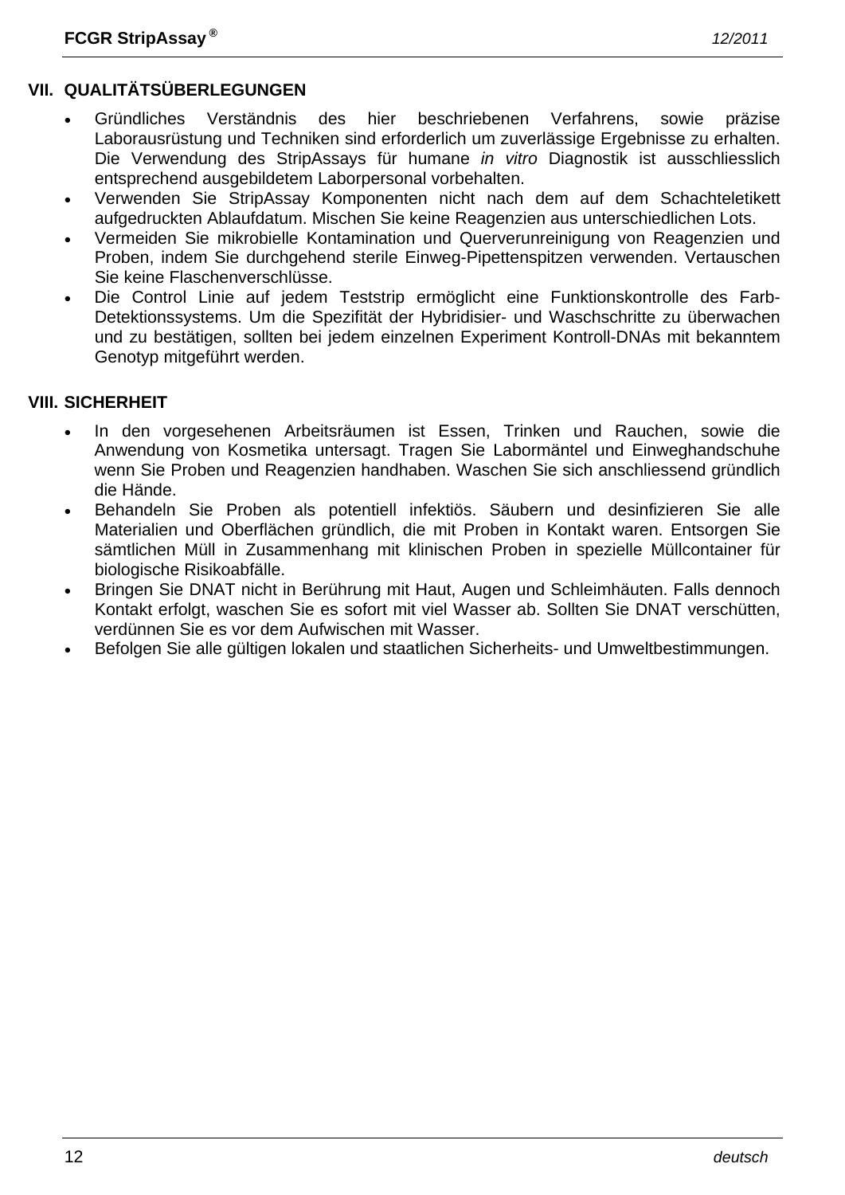## VII. QUALITÄTSÜBERLEGUNGEN

- Gründliches Verständnis des hier beschriebenen Verfahrens, sowie präzise Laborausrüstung und Techniken sind erforderlich um zuverlässige Ergebnisse zu erhalten. Die Verwendung des StripAssays für humane *in vitro* Diagnostik ist ausschliesslich entsprechend ausgebildetem Laborpersonal vorbehalten.
- Verwenden Sie StripAssay Komponenten nicht nach dem auf dem Schachteletikett aufgedruckten Ablaufdatum. Mischen Sie keine Reagenzien aus unterschiedlichen Lots.
- Vermeiden Sie mikrobielle Kontamination und Querverunreinigung von Reagenzien und Proben, indem Sie durchgehend sterile Einweg-Pipettenspitzen verwenden. Vertauschen Sie keine Flaschenverschlüsse.
- Die Control Linie auf jedem Teststrip ermöglicht eine Funktionskontrolle des Farb-Detektionssystems. Um die Spezifität der Hybridisier- und Waschschritte zu überwachen und zu bestätigen, sollten bei jedem einzelnen Experiment Kontroll-DNAs mit bekanntem Genotyp mitgeführt werden.

## VIII. SICHERHEIT

- In den vorgesehenen Arbeitsräumen ist Essen, Trinken und Rauchen, sowie die Anwendung von Kosmetika untersagt. Tragen Sie Labormäntel und Einweghandschuhe wenn Sie Proben und Reagenzien handhaben. Waschen Sie sich anschliessend gründlich die Hände.
- Behandeln Sie Proben als potentiell infektiös. Säubern und desinfizieren Sie alle Materialien und Oberflächen gründlich, die mit Proben in Kontakt waren. Entsorgen Sie sämtlichen Müll in Zusammenhang mit klinischen Proben in spezielle Müllcontainer für biologische Risikoabfälle.
- Bringen Sie DNAT nicht in Berührung mit Haut, Augen und Schleimhäuten. Falls dennoch Kontakt erfolgt, waschen Sie es sofort mit viel Wasser ab. Sollten Sie DNAT verschütten, verdünnen Sie es vor dem Aufwischen mit Wasser.
- Befolgen Sie alle gültigen lokalen und staatlichen Sicherheits- und Umweltbestimmungen.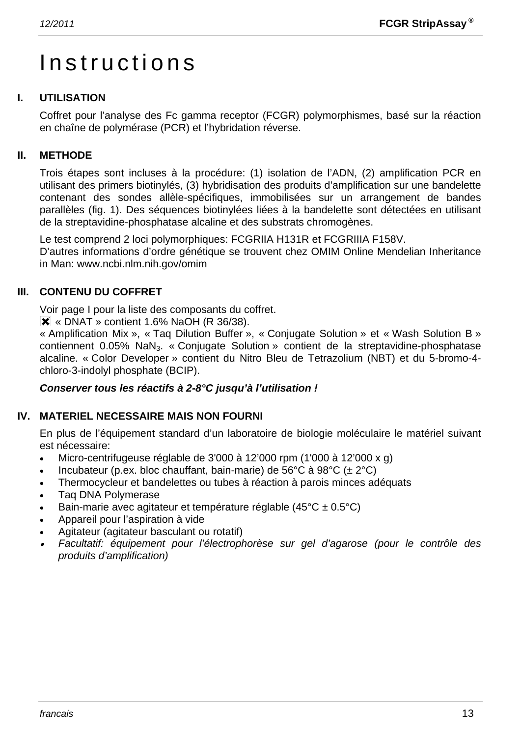# Instructions

## I. UTILISATION

Coffret pour l'analyse des Fc gamma receptor (FCGR) polymorphismes, basé sur la réaction en chaîne de polymérase (PCR) et l'hybridation réverse.

## II. METHODE

Trois étapes sont incluses à la procédure: (1) isolation de l'ADN, (2) amplification PCR en utilisant des primers biotinylés, (3) hybridisation des produits d'amplification sur une bandelette contenant des sondes allèle-spécifiques, immobilisées sur un arrangement de bandes parallèles (fig. 1). Des séquences biotinylées liées à la bandelette sont détectées en utilisant de la streptavidine-phosphatase alcaline et des substrats chromogènes.

Le test comprend 2 loci polymorphiques: FCGRIIA H131R et FCGRIIIA F158V.
D'autres informations d'ordre génétique se trouvent chez OMIM Online Mendelian Inheritance in Man: www.ncbi.nlm.nih.gov/omim

## III. CONTENU DU COFFRET

Voir page I pour la liste des composants du coffret.
✖ « DNAT » contient 1.6% NaOH (R 36/38).
« Amplification Mix », « Taq Dilution Buffer », « Conjugate Solution » et « Wash Solution B » contiennent 0.05% $NaN_3$. « Conjugate Solution » contient de la streptavidine-phosphatase alcaline. « Color Developer » contient du Nitro Bleu de Tetrazolium (NBT) et du 5-bromo-4-chloro-3-indolyl phosphate (BCIP).

***Conserver tous les réactifs à 2-8°C jusqu'à l'utilisation !***

## IV. MATERIEL NECESSAIRE MAIS NON FOURNI

En plus de l'équipement standard d'un laboratoire de biologie moléculaire le matériel suivant est nécessaire:

- Micro-centrifugeuse réglable de 3'000 à 12'000 rpm (1'000 à 12'000 x g)
- Incubateur (p.ex. bloc chauffant, bain-marie) de 56°C à 98°C (± 2°C)
- Thermocycleur et bandelettes ou tubes à réaction à parois minces adéquats
- Taq DNA Polymerase
- Bain-marie avec agitateur et température réglable (45°C ± 0.5°C)
- Appareil pour l'aspiration à vide
- Agitateur (agitateur basculant ou rotatif)
- *Facultatif: équipement pour l'électrophorèse sur gel d'agarose (pour le contrôle des produits d'amplification)*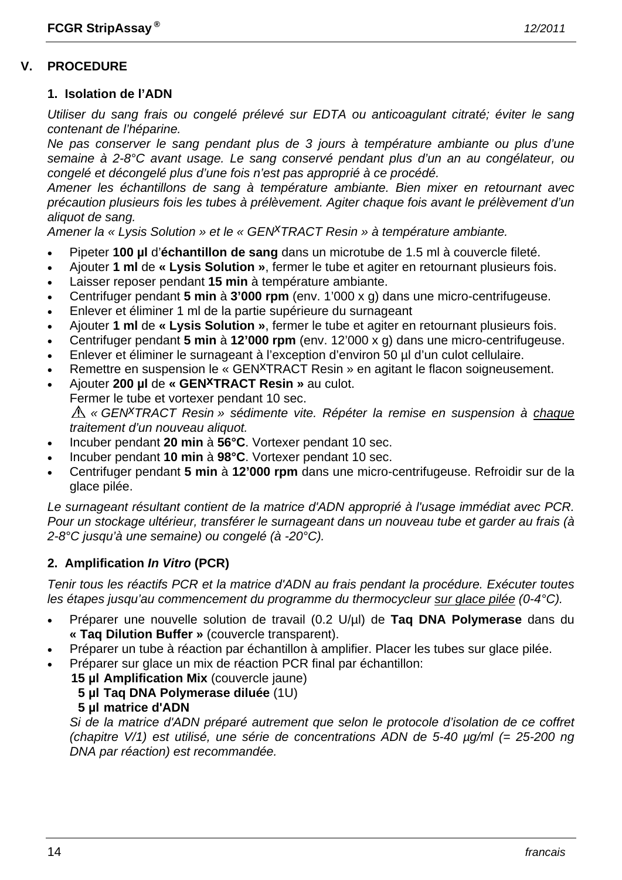## V. PROCEDURE

### 1. Isolation de l'ADN

*Utiliser du sang frais ou congelé prélevé sur EDTA ou anticoagulant citraté; éviter le sang contenant de l'héparine.*

*Ne pas conserver le sang pendant plus de 3 jours à température ambiante ou plus d'une semaine à 2-8°C avant usage. Le sang conservé pendant plus d'un an au congélateur, ou congelé et décongelé plus d'une fois n'est pas approprié à ce procédé.*

*Amener les échantillons de sang à température ambiante. Bien mixer en retournant avec précaution plusieurs fois les tubes à prélèvement. Agiter chaque fois avant le prélèvement d'un aliquot de sang.*

*Amener la « Lysis Solution » et le « GEN<sup>X</sup>TRACT Resin » à température ambiante.*

- Pipeter **100 µl** d'**échantillon de sang** dans un microtube de 1.5 ml à couvercle fileté.
- Ajouter **1 ml** de **« Lysis Solution »**, fermer le tube et agiter en retournant plusieurs fois.
- Laisser reposer pendant **15 min** à température ambiante.
- Centrifuger pendant **5 min** à **3'000 rpm** (env. 1'000 x g) dans une micro-centrifugeuse.
- Enlever et éliminer 1 ml de la partie supérieure du surnageant
- Ajouter **1 ml** de **« Lysis Solution »**, fermer le tube et agiter en retournant plusieurs fois.
- Centrifuger pendant **5 min** à **12'000 rpm** (env. 12'000 x g) dans une micro-centrifugeuse.
- Enlever et éliminer le surnageant à l'exception d'environ 50 µl d'un culot cellulaire.
- Remettre en suspension le « GENXTRACT Resin » en agitant le flacon soigneusement.
- Ajouter **200 µl** de **« GENXTRACT Resin »** au culot.
  Fermer le tube et vortexer pendant 10 sec.
  ⚠ *« GENXTRACT Resin » sédimente vite. Répéter la remise en suspension à chaque traitement d'un nouveau aliquot.*
- Incuber pendant **20 min** à **56°C**. Vortexer pendant 10 sec.
- Incuber pendant **10 min** à **98°C**. Vortexer pendant 10 sec.
- Centrifuger pendant **5 min** à **12'000 rpm** dans une micro-centrifugeuse. Refroidir sur de la glace pilée.

*Le surnageant résultant contient de la matrice d'ADN approprié à l'usage immédiat avec PCR. Pour un stockage ultérieur, transférer le surnageant dans un nouveau tube et garder au frais (à 2-8°C jusqu'à une semaine) ou congelé (à -20°C).*

### 2. Amplification *In Vitro* (PCR)

*Tenir tous les réactifs PCR et la matrice d'ADN au frais pendant la procédure. Exécuter toutes les étapes jusqu'au commencement du programme du thermocycleur sur glace pilée (0-4°C).*

- Préparer une nouvelle solution de travail (0.2 U/µl) de **Taq DNA Polymerase** dans du **« Taq Dilution Buffer »** (couvercle transparent).
- Préparer un tube à réaction par échantillon à amplifier. Placer les tubes sur glace pilée.
- Préparer sur glace un mix de réaction PCR final par échantillon:
  **15 µl Amplification Mix** (couvercle jaune)
  **5 µl Taq DNA Polymerase diluée** (1U)
  **5 µl matrice d'ADN**
  *Si de la matrice d'ADN préparé autrement que selon le protocole d'isolation de ce coffret (chapitre V/1) est utilisé, une série de concentrations ADN de 5-40 µg/ml (= 25-200 ng DNA par réaction) est recommandée.*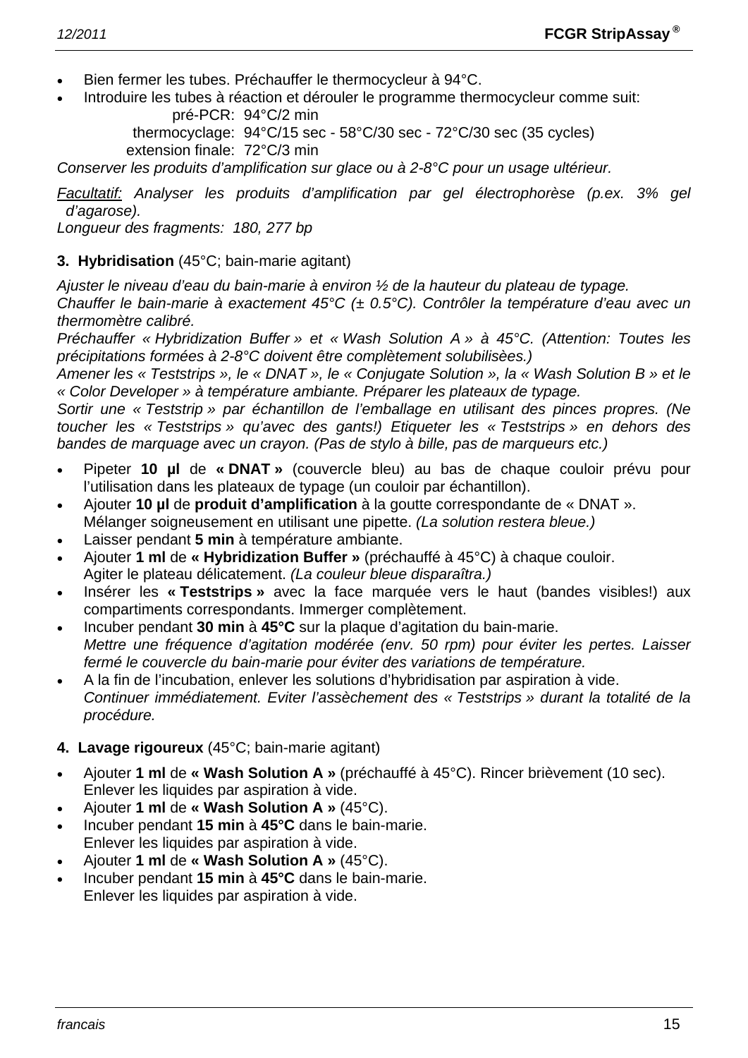- Bien fermer les tubes. Préchauffer le thermocycleur à 94°C.
- Introduire les tubes à réaction et dérouler le programme thermocycleur comme suit:

  pré-PCR: 94°C/2 min
  thermocyclage: 94°C/15 sec - 58°C/30 sec - 72°C/30 sec (35 cycles)
  extension finale: 72°C/3 min

*Conserver les produits d'amplification sur glace ou à 2-8°C pour un usage ultérieur.*

*Facultatif: Analyser les produits d'amplification par gel électrophorèse (p.ex. 3% gel d'agarose).*
*Longueur des fragments: 180, 277 bp*

**3. Hybridisation** (45°C; bain-marie agitant)

*Ajuster le niveau d'eau du bain-marie à environ ½ de la hauteur du plateau de typage.*
*Chauffer le bain-marie à exactement 45°C (± 0.5°C). Contrôler la température d'eau avec un thermomètre calibré.*
*Préchauffer « Hybridization Buffer » et « Wash Solution A » à 45°C. (Attention: Toutes les précipitations formées à 2-8°C doivent être complètement solubilisèes.)*
*Amener les « Teststrips », le « DNAT », le « Conjugate Solution », la « Wash Solution B » et le « Color Developer » à température ambiante. Préparer les plateaux de typage.*
*Sortir une « Teststrip » par échantillon de l'emballage en utilisant des pinces propres. (Ne toucher les « Teststrips » qu'avec des gants!) Etiqueter les « Teststrips » en dehors des bandes de marquage avec un crayon. (Pas de stylo à bille, pas de marqueurs etc.)*

- Pipeter **10 µl** de **« DNAT »** (couvercle bleu) au bas de chaque couloir prévu pour l'utilisation dans les plateaux de typage (un couloir par échantillon).
- Ajouter **10 µl** de **produit d'amplification** à la goutte correspondante de « DNAT ».
  Mélanger soigneusement en utilisant une pipette. *(La solution restera bleue.)*
- Laisser pendant **5 min** à température ambiante.
- Ajouter **1 ml** de **« Hybridization Buffer »** (préchauffé à 45°C) à chaque couloir.
  Agiter le plateau délicatement. *(La couleur bleue disparaîtra.)*
- Insérer les **« Teststrips »** avec la face marquée vers le haut (bandes visibles!) aux compartiments correspondants. Immerger complètement.
- Incuber pendant **30 min** à **45°C** sur la plaque d'agitation du bain-marie.
  *Mettre une fréquence d'agitation modérée (env. 50 rpm) pour éviter les pertes. Laisser fermé le couvercle du bain-marie pour éviter des variations de température.*
- A la fin de l'incubation, enlever les solutions d'hybridisation par aspiration à vide.
  *Continuer immédiatement. Eviter l'assèchement des « Teststrips » durant la totalité de la procédure.*

**4. Lavage rigoureux** (45°C; bain-marie agitant)

- Ajouter **1 ml** de **« Wash Solution A »** (préchauffé à 45°C). Rincer brièvement (10 sec).
  Enlever les liquides par aspiration à vide.
- Ajouter **1 ml** de **« Wash Solution A »** (45°C).
- Incuber pendant **15 min** à **45°C** dans le bain-marie.
  Enlever les liquides par aspiration à vide.
- Ajouter **1 ml** de **« Wash Solution A »** (45°C).
- Incuber pendant **15 min** à **45°C** dans le bain-marie.
  Enlever les liquides par aspiration à vide.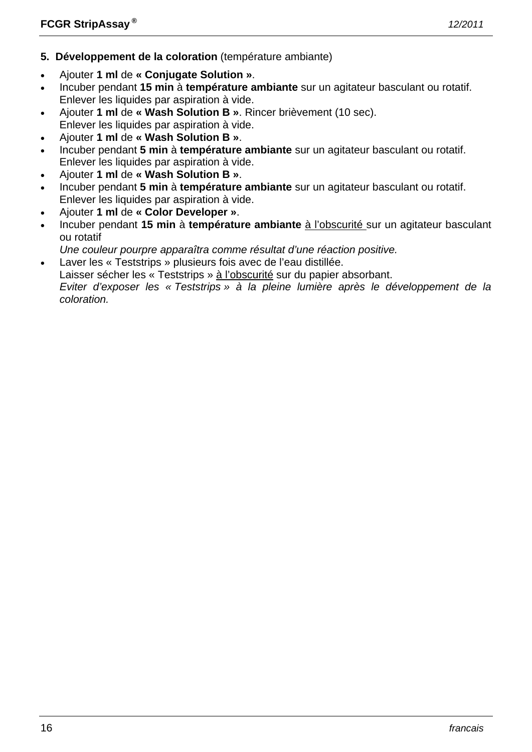**5. Développement de la coloration** (température ambiante)

- Ajouter **1 ml** de **« Conjugate Solution »**.
- Incuber pendant **15 min** à **température ambiante** sur un agitateur basculant ou rotatif.
  Enlever les liquides par aspiration à vide.
- Ajouter **1 ml** de **« Wash Solution B »**. Rincer brièvement (10 sec).
  Enlever les liquides par aspiration à vide.
- Ajouter **1 ml** de **« Wash Solution B »**.
- Incuber pendant **5 min** à **température ambiante** sur un agitateur basculant ou rotatif.
  Enlever les liquides par aspiration à vide.
- Ajouter **1 ml** de **« Wash Solution B »**.
- Incuber pendant **5 min** à **température ambiante** sur un agitateur basculant ou rotatif.
  Enlever les liquides par aspiration à vide.
- Ajouter **1 ml** de **« Color Developer »**.
- Incuber pendant **15 min** à **température ambiante** à l'obscurité sur un agitateur basculant ou rotatif
  *Une couleur pourpre apparaîtra comme résultat d'une réaction positive.*
- Laver les « Teststrips » plusieurs fois avec de l'eau distillée.
  Laisser sécher les « Teststrips » à l'obscurité sur du papier absorbant.
  *Eviter d'exposer les « Teststrips » à la pleine lumière après le développement de la coloration.*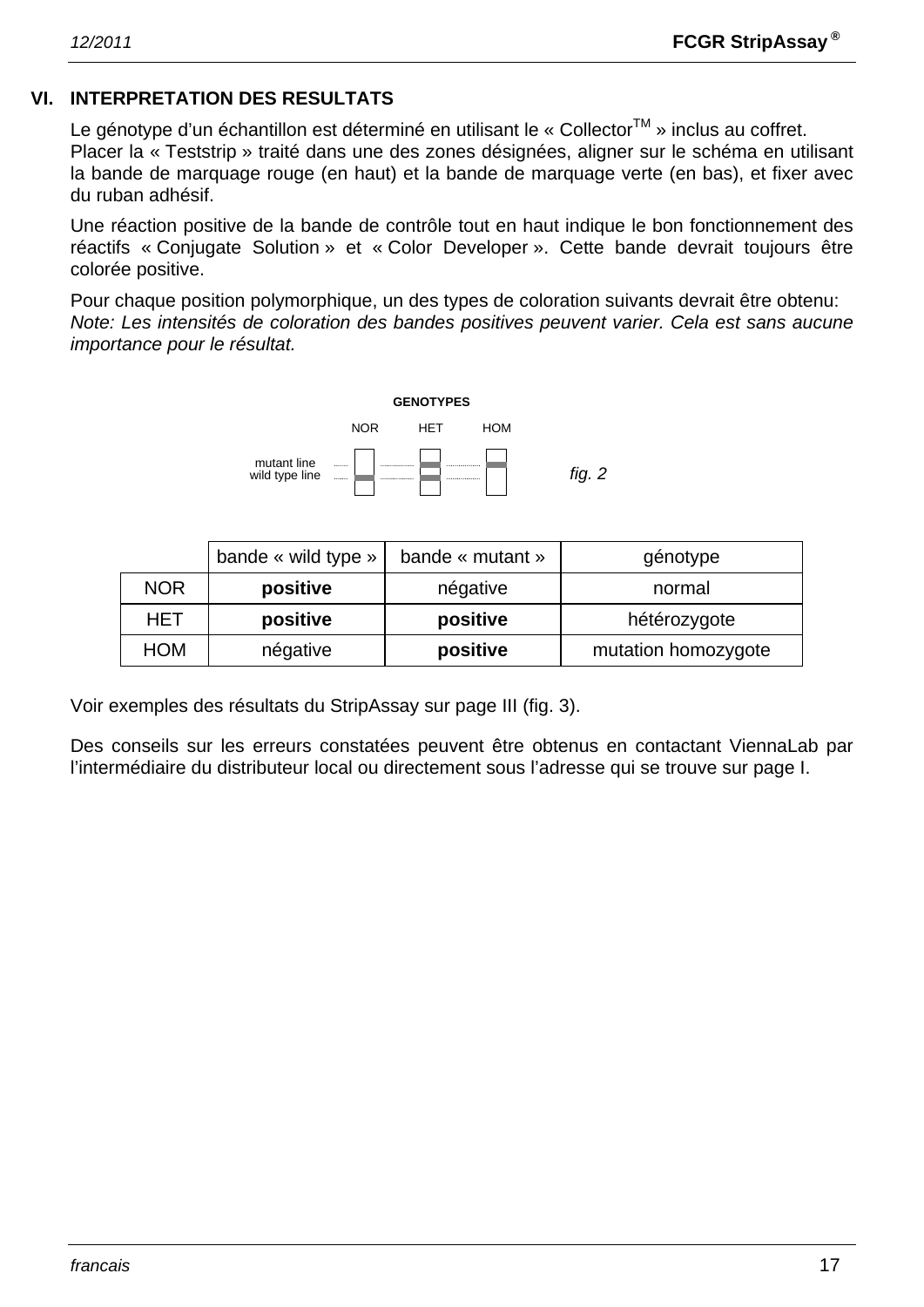## VI. INTERPRETATION DES RESULTATS

Le génotype d'un échantillon est déterminé en utilisant le « Collector™ » inclus au coffret.
Placer la « Teststrip » traité dans une des zones désignées, aligner sur le schéma en utilisant la bande de marquage rouge (en haut) et la bande de marquage verte (en bas), et fixer avec du ruban adhésif.

Une réaction positive de la bande de contrôle tout en haut indique le bon fonctionnement des réactifs « Conjugate Solution » et « Color Developer ». Cette bande devrait toujours être colorée positive.

Pour chaque position polymorphique, un des types de coloration suivants devrait être obtenu:
*Note: Les intensités de coloration des bandes positives peuvent varier. Cela est sans aucune importance pour le résultat.*

**GENOTYPES**

NOR HET HOM

mutant line
wild type line

*fig. 2*

| | bande « wild type » | bande « mutant » | génotype |
|---|---|---|---|
| NOR | **positive** | négative | normal |
| HET | **positive** | **positive** | hétérozygote |
| HOM | négative | **positive** | mutation homozygote |

Voir exemples des résultats du StripAssay sur page III (fig. 3).

Des conseils sur les erreurs constatées peuvent être obtenus en contactant ViennaLab par l'intermédiaire du distributeur local ou directement sous l'adresse qui se trouve sur page I.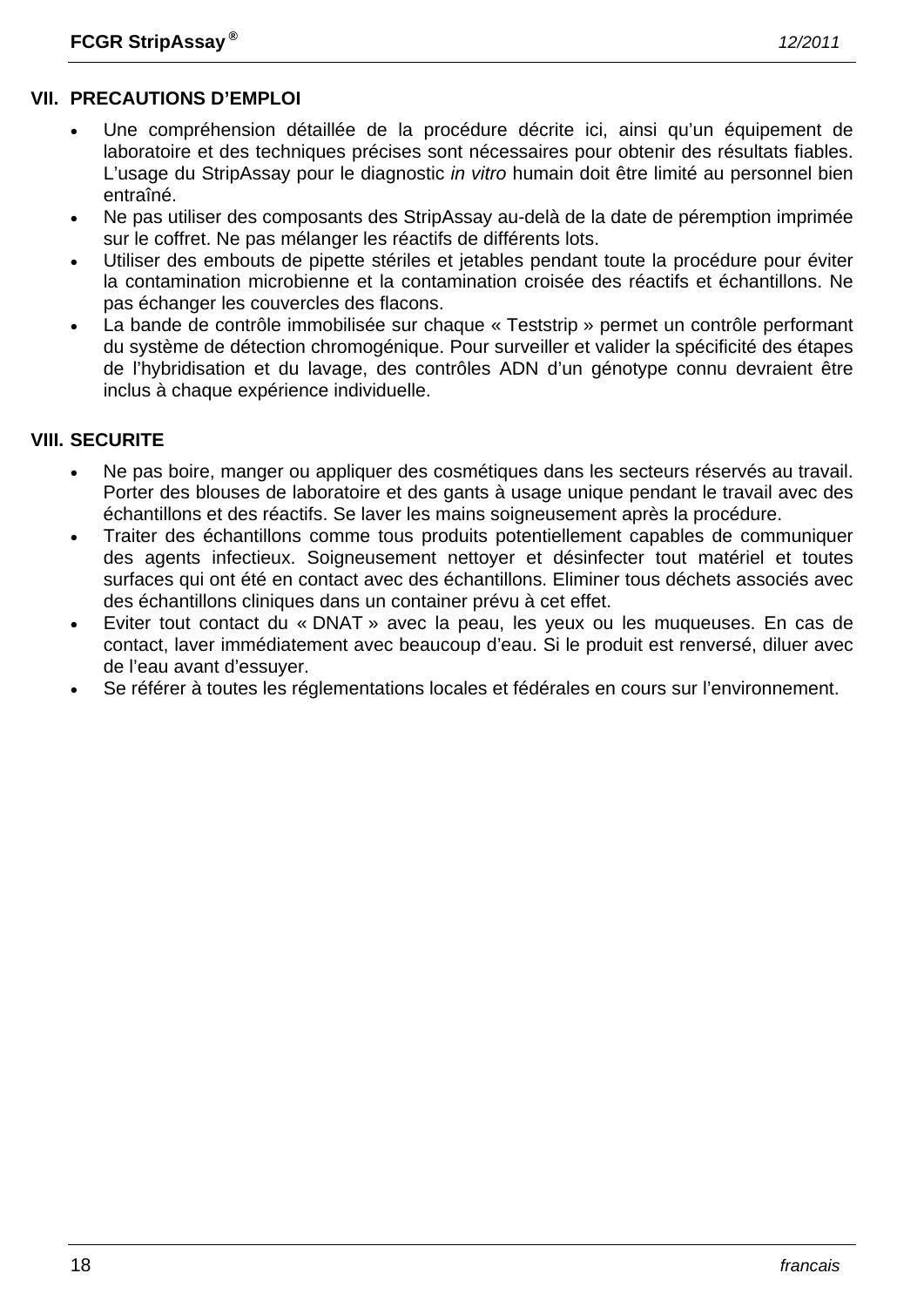## VII. PRECAUTIONS D'EMPLOI

- Une compréhension détaillée de la procédure décrite ici, ainsi qu'un équipement de laboratoire et des techniques précises sont nécessaires pour obtenir des résultats fiables. L'usage du StripAssay pour le diagnostic *in vitro* humain doit être limité au personnel bien entraîné.
- Ne pas utiliser des composants des StripAssay au-delà de la date de péremption imprimée sur le coffret. Ne pas mélanger les réactifs de différents lots.
- Utiliser des embouts de pipette stériles et jetables pendant toute la procédure pour éviter la contamination microbienne et la contamination croisée des réactifs et échantillons. Ne pas échanger les couvercles des flacons.
- La bande de contrôle immobilisée sur chaque « Teststrip » permet un contrôle performant du système de détection chromogénique. Pour surveiller et valider la spécificité des étapes de l'hybridisation et du lavage, des contrôles ADN d'un génotype connu devraient être inclus à chaque expérience individuelle.

## VIII. SECURITE

- Ne pas boire, manger ou appliquer des cosmétiques dans les secteurs réservés au travail. Porter des blouses de laboratoire et des gants à usage unique pendant le travail avec des échantillons et des réactifs. Se laver les mains soigneusement après la procédure.
- Traiter des échantillons comme tous produits potentiellement capables de communiquer des agents infectieux. Soigneusement nettoyer et désinfecter tout matériel et toutes surfaces qui ont été en contact avec des échantillons. Eliminer tous déchets associés avec des échantillons cliniques dans un container prévu à cet effet.
- Eviter tout contact du « DNAT » avec la peau, les yeux ou les muqueuses. En cas de contact, laver immédiatement avec beaucoup d'eau. Si le produit est renversé, diluer avec de l'eau avant d'essuyer.
- Se référer à toutes les réglementations locales et fédérales en cours sur l'environnement.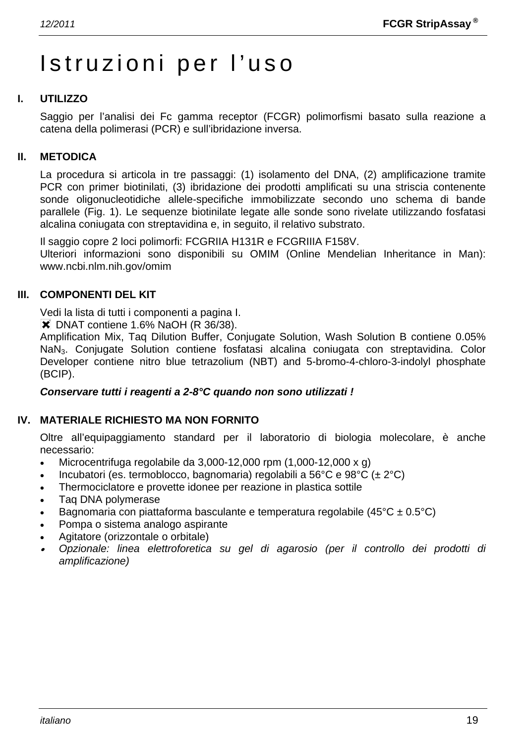# Istruzioni per l'uso

## I. UTILIZZO

Saggio per l'analisi dei Fc gamma receptor (FCGR) polimorfismi basato sulla reazione a catena della polimerasi (PCR) e sull'ibridazione inversa.

## II. METODICA

La procedura si articola in tre passaggi: (1) isolamento del DNA, (2) amplificazione tramite PCR con primer biotinilati, (3) ibridazione dei prodotti amplificati su una striscia contenente sonde oligonucleotidiche allele-specifiche immobilizzate secondo uno schema di bande parallele (Fig. 1). Le sequenze biotinilate legate alle sonde sono rivelate utilizzando fosfatasi alcalina coniugata con streptavidina e, in seguito, il relativo substrato.

Il saggio copre 2 loci polimorfi: FCGRIIA H131R e FCGRIIIA F158V.
Ulteriori informazioni sono disponibili su OMIM (Online Mendelian Inheritance in Man): www.ncbi.nlm.nih.gov/omim

## III. COMPONENTI DEL KIT

Vedi la lista di tutti i componenti a pagina I.
✖ DNAT contiene 1.6% NaOH (R 36/38).
Amplification Mix, Taq Dilution Buffer, Conjugate Solution, Wash Solution B contiene 0.05% $NaN_3$. Conjugate Solution contiene fosfatasi alcalina coniugata con streptavidina. Color Developer contiene nitro blue tetrazolium (NBT) and 5-bromo-4-chloro-3-indolyl phosphate (BCIP).

***Conservare tutti i reagenti a 2-8°C quando non sono utilizzati !***

## IV. MATERIALE RICHIESTO MA NON FORNITO

Oltre all'equipaggiamento standard per il laboratorio di biologia molecolare, è anche necessario:

- Microcentrifuga regolabile da 3,000-12,000 rpm (1,000-12,000 x g)
- Incubatori (es. termoblocco, bagnomaria) regolabili a 56°C e 98°C (± 2°C)
- Thermociclatore e provette idonee per reazione in plastica sottile
- Taq DNA polymerase
- Bagnomaria con piattaforma basculante e temperatura regolabile (45°C ± 0.5°C)
- Pompa o sistema analogo aspirante
- Agitatore (orizzontale o orbitale)
- *Opzionale: linea elettroforetica su gel di agarosio (per il controllo dei prodotti di amplificazione)*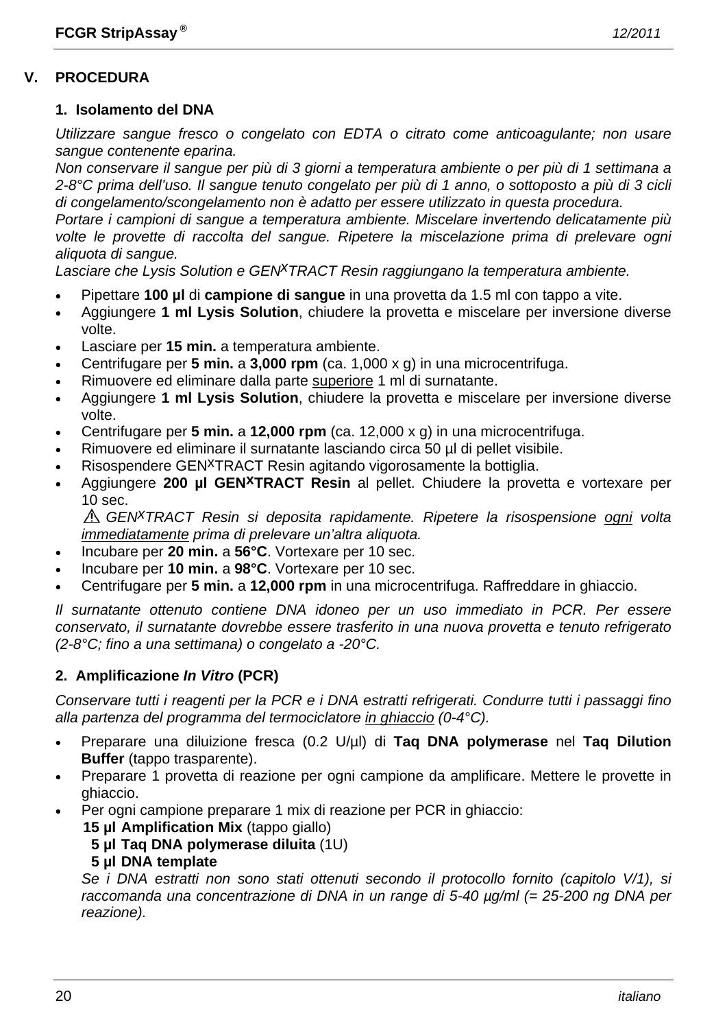## V. PROCEDURA

### 1. Isolamento del DNA

*Utilizzare sangue fresco o congelato con EDTA o citrato come anticoagulante; non usare sangue contenente eparina.*
*Non conservare il sangue per più di 3 giorni a temperatura ambiente o per più di 1 settimana a 2-8°C prima dell'uso. Il sangue tenuto congelato per più di 1 anno, o sottoposto a più di 3 cicli di congelamento/scongelamento non è adatto per essere utilizzato in questa procedura.*
*Portare i campioni di sangue a temperatura ambiente. Miscelare invertendo delicatamente più volte le provette di raccolta del sangue. Ripetere la miscelazione prima di prelevare ogni aliquota di sangue.*
*Lasciare che Lysis Solution e GEN$^X$TRACT Resin raggiungano la temperatura ambiente.*

- Pipettare **100 µl** di **campione di sangue** in una provetta da 1.5 ml con tappo a vite.
- Aggiungere **1 ml Lysis Solution**, chiudere la provetta e miscelare per inversione diverse volte.
- Lasciare per **15 min.** a temperatura ambiente.
- Centrifugare per **5 min.** a **3,000 rpm** (ca. 1,000 x g) in una microcentrifuga.
- Rimuovere ed eliminare dalla parte <u>superiore</u> 1 ml di surnatante.
- Aggiungere **1 ml Lysis Solution**, chiudere la provetta e miscelare per inversione diverse volte.
- Centrifugare per **5 min.** a **12,000 rpm** (ca. 12,000 x g) in una microcentrifuga.
- Rimuovere ed eliminare il surnatante lasciando circa 50 µl di pellet visibile.
- Risospendere GEN$^X$TRACT Resin agitando vigorosamente la bottiglia.
- Aggiungere **200 µl GEN$^X$TRACT Resin** al pellet. Chiudere la provetta e vortexare per 10 sec.
  ⚠ *GEN$^X$TRACT Resin si deposita rapidamente. Ripetere la risospensione <u>ogni</u> volta <u>immediatamente</u> prima di prelevare un'altra aliquota.*
- Incubare per **20 min.** a **56°C**. Vortexare per 10 sec.
- Incubare per **10 min.** a **98°C**. Vortexare per 10 sec.
- Centrifugare per **5 min.** a **12,000 rpm** in una microcentrifuga. Raffreddare in ghiaccio.

*Il surnatante ottenuto contiene DNA idoneo per un uso immediato in PCR. Per essere conservato, il surnatante dovrebbe essere trasferito in una nuova provetta e tenuto refrigerato (2-8°C; fino a una settimana) o congelato a -20°C.*

### 2. Amplificazione *In Vitro* (PCR)

*Conservare tutti i reagenti per la PCR e i DNA estratti refrigerati. Condurre tutti i passaggi fino alla partenza del programma del termociclatore <u>in ghiaccio</u> (0-4°C).*

- Preparare una diluizione fresca (0.2 U/µl) di **Taq DNA polymerase** nel **Taq Dilution Buffer** (tappo trasparente).
- Preparare 1 provetta di reazione per ogni campione da amplificare. Mettere le provette in ghiaccio.
- Per ogni campione preparare 1 mix di reazione per PCR in ghiaccio:
  **15 µl Amplification Mix** (tappo giallo)
  **5 µl Taq DNA polymerase diluita** (1U)
  **5 µl DNA template**
  *Se i DNA estratti non sono stati ottenuti secondo il protocollo fornito (capitolo V/1), si raccomanda una concentrazione di DNA in un range di 5-40 µg/ml (= 25-200 ng DNA per reazione).*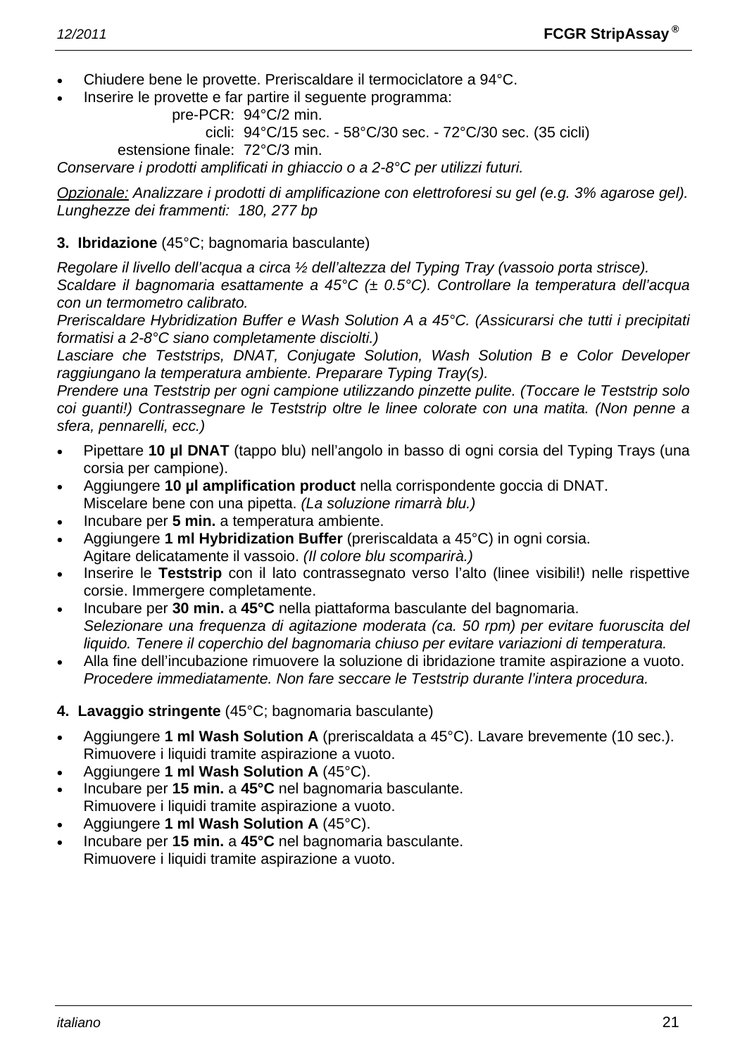- Chiudere bene le provette. Preriscaldare il termociclatore a 94°C.
- Inserire le provette e far partire il seguente programma:

  pre-PCR: 94°C/2 min.
  cicli: 94°C/15 sec. - 58°C/30 sec. - 72°C/30 sec. (35 cicli)
  estensione finale: 72°C/3 min.

*Conservare i prodotti amplificati in ghiaccio o a 2-8°C per utilizzi futuri.*

*Opzionale: Analizzare i prodotti di amplificazione con elettroforesi su gel (e.g. 3% agarose gel). Lunghezze dei frammenti: 180, 277 bp*

**3. Ibridazione** (45°C; bagnomaria basculante)

*Regolare il livello dell'acqua a circa ½ dell'altezza del Typing Tray (vassoio porta strisce).*
*Scaldare il bagnomaria esattamente a 45°C (± 0.5°C). Controllare la temperatura dell'acqua con un termometro calibrato.*
*Preriscaldare Hybridization Buffer e Wash Solution A a 45°C. (Assicurarsi che tutti i precipitati formatisi a 2-8°C siano completamente disciolti.)*
*Lasciare che Teststrips, DNAT, Conjugate Solution, Wash Solution B e Color Developer raggiungano la temperatura ambiente. Preparare Typing Tray(s).*
*Prendere una Teststrip per ogni campione utilizzando pinzette pulite. (Toccare le Teststrip solo coi guanti!) Contrassegnare le Teststrip oltre le linee colorate con una matita. (Non penne a sfera, pennarelli, ecc.)*

- Pipettare **10 µl DNAT** (tappo blu) nell'angolo in basso di ogni corsia del Typing Trays (una corsia per campione).
- Aggiungere **10 µl amplification product** nella corrispondente goccia di DNAT.
  Miscelare bene con una pipetta. *(La soluzione rimarrà blu.)*
- Incubare per **5 min.** a temperatura ambiente.
- Aggiungere **1 ml Hybridization Buffer** (preriscaldata a 45°C) in ogni corsia.
  Agitare delicatamente il vassoio. *(Il colore blu scomparirà.)*
- Inserire le **Teststrip** con il lato contrassegnato verso l'alto (linee visibili!) nelle rispettive corsie. Immergere completamente.
- Incubare per **30 min.** a **45°C** nella piattaforma basculante del bagnomaria.
  *Selezionare una frequenza di agitazione moderata (ca. 50 rpm) per evitare fuoruscita del liquido. Tenere il coperchio del bagnomaria chiuso per evitare variazioni di temperatura.*
- Alla fine dell'incubazione rimuovere la soluzione di ibridazione tramite aspirazione a vuoto.
  *Procedere immediatamente. Non fare seccare le Teststrip durante l'intera procedura.*

**4. Lavaggio stringente** (45°C; bagnomaria basculante)

- Aggiungere **1 ml Wash Solution A** (preriscaldata a 45°C). Lavare brevemente (10 sec.).
  Rimuovere i liquidi tramite aspirazione a vuoto.
- Aggiungere **1 ml Wash Solution A** (45°C).
- Incubare per **15 min.** a **45°C** nel bagnomaria basculante.
  Rimuovere i liquidi tramite aspirazione a vuoto.
- Aggiungere **1 ml Wash Solution A** (45°C).
- Incubare per **15 min.** a **45°C** nel bagnomaria basculante.
  Rimuovere i liquidi tramite aspirazione a vuoto.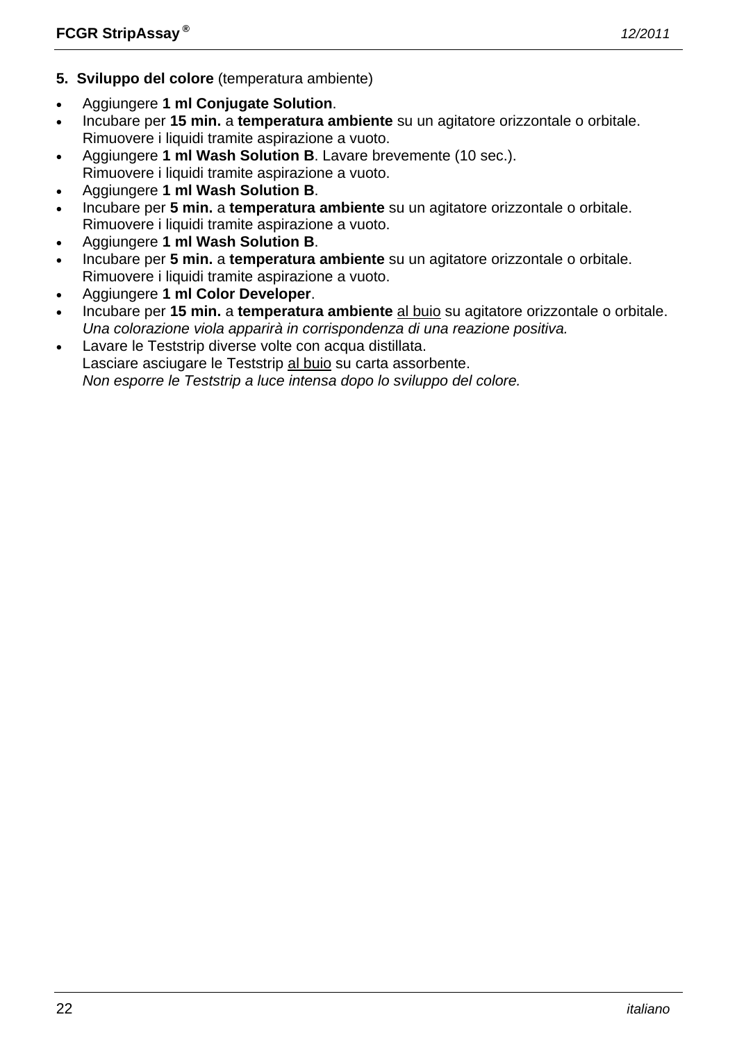**5. Sviluppo del colore** (temperatura ambiente)

- Aggiungere **1 ml Conjugate Solution**.
- Incubare per **15 min.** a **temperatura ambiente** su un agitatore orizzontale o orbitale.
  Rimuovere i liquidi tramite aspirazione a vuoto.
- Aggiungere **1 ml Wash Solution B**. Lavare brevemente (10 sec.).
  Rimuovere i liquidi tramite aspirazione a vuoto.
- Aggiungere **1 ml Wash Solution B**.
- Incubare per **5 min.** a **temperatura ambiente** su un agitatore orizzontale o orbitale.
  Rimuovere i liquidi tramite aspirazione a vuoto.
- Aggiungere **1 ml Wash Solution B**.
- Incubare per **5 min.** a **temperatura ambiente** su un agitatore orizzontale o orbitale.
  Rimuovere i liquidi tramite aspirazione a vuoto.
- Aggiungere **1 ml Color Developer**.
- Incubare per **15 min.** a **temperatura ambiente** <u>al buio</u> su agitatore orizzontale o orbitale.
  *Una colorazione viola apparirà in corrispondenza di una reazione positiva.*
- Lavare le Teststrip diverse volte con acqua distillata.
  Lasciare asciugare le Teststrip <u>al buio</u> su carta assorbente.
  *Non esporre le Teststrip a luce intensa dopo lo sviluppo del colore.*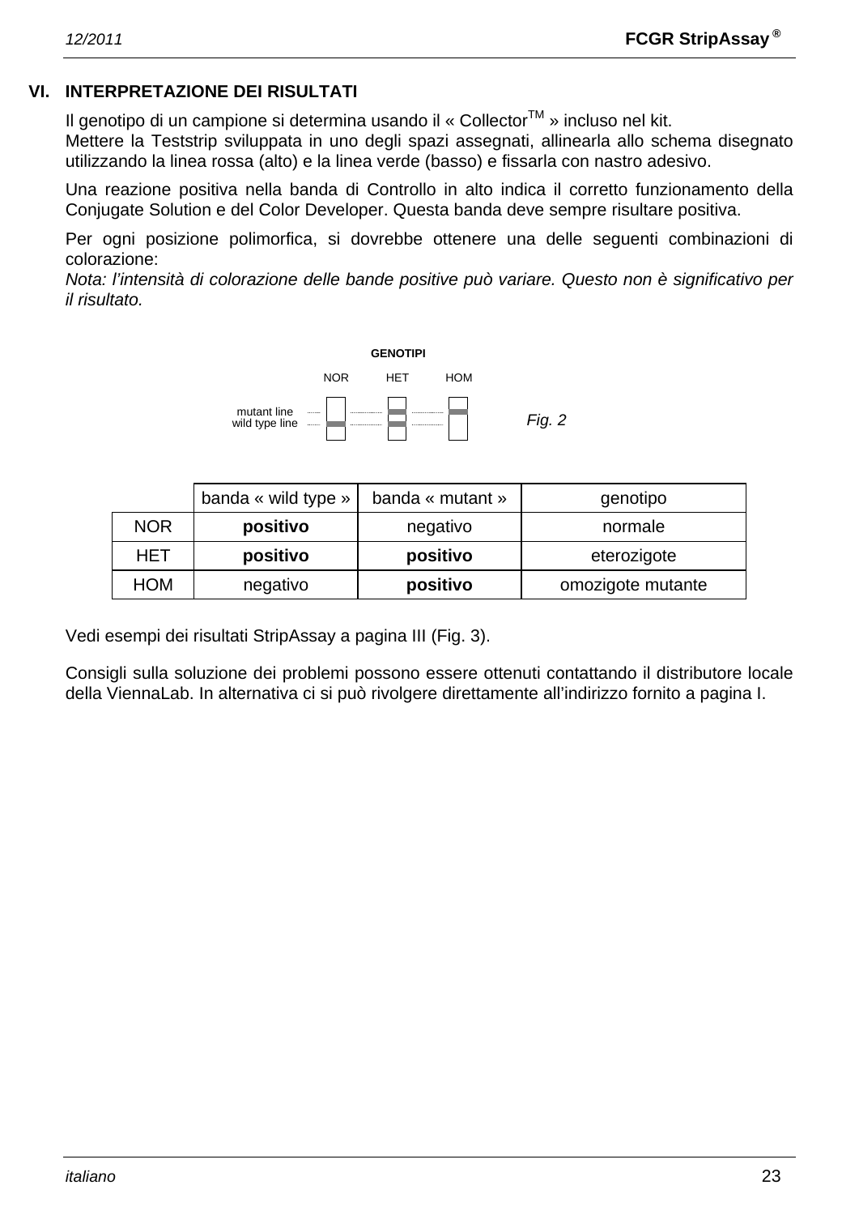## VI. INTERPRETAZIONE DEI RISULTATI

Il genotipo di un campione si determina usando il « Collector™ » incluso nel kit.
Mettere la Teststrip sviluppata in uno degli spazi assegnati, allinearla allo schema disegnato utilizzando la linea rossa (alto) e la linea verde (basso) e fissarla con nastro adesivo.

Una reazione positiva nella banda di Controllo in alto indica il corretto funzionamento della Conjugate Solution e del Color Developer. Questa banda deve sempre risultare positiva.

Per ogni posizione polimorfica, si dovrebbe ottenere una delle seguenti combinazioni di colorazione:
*Nota: l'intensità di colorazione delle bande positive può variare. Questo non è significativo per il risultato.*

**GENOTIPI**

NOR HET HOM

mutant line
wild type line

*Fig. 2*

| | banda « wild type » | banda « mutant » | genotipo |
|---|---|---|---|
| NOR | **positivo** | negativo | normale |
| HET | **positivo** | **positivo** | eterozigote |
| HOM | negativo | **positivo** | omozigote mutante |

Vedi esempi dei risultati StripAssay a pagina III (Fig. 3).

Consigli sulla soluzione dei problemi possono essere ottenuti contattando il distributore locale della ViennaLab. In alternativa ci si può rivolgere direttamente all'indirizzo fornito a pagina I.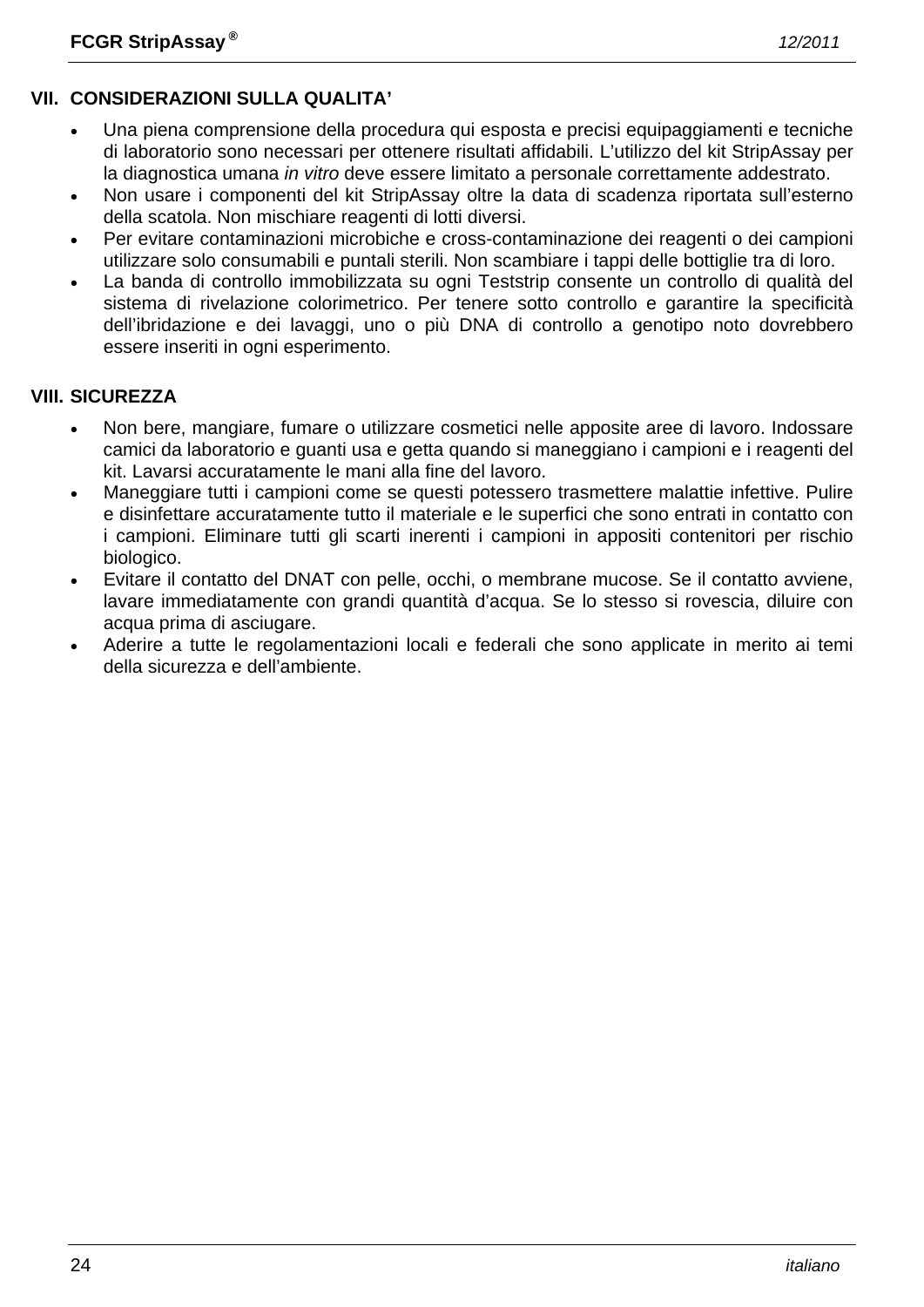## VII. CONSIDERAZIONI SULLA QUALITA'

- Una piena comprensione della procedura qui esposta e precisi equipaggiamenti e tecniche di laboratorio sono necessari per ottenere risultati affidabili. L'utilizzo del kit StripAssay per la diagnostica umana *in vitro* deve essere limitato a personale correttamente addestrato.
- Non usare i componenti del kit StripAssay oltre la data di scadenza riportata sull'esterno della scatola. Non mischiare reagenti di lotti diversi.
- Per evitare contaminazioni microbiche e cross-contaminazione dei reagenti o dei campioni utilizzare solo consumabili e puntali sterili. Non scambiare i tappi delle bottiglie tra di loro.
- La banda di controllo immobilizzata su ogni Teststrip consente un controllo di qualità del sistema di rivelazione colorimetrico. Per tenere sotto controllo e garantire la specificità dell'ibridazione e dei lavaggi, uno o più DNA di controllo a genotipo noto dovrebbero essere inseriti in ogni esperimento.

## VIII. SICUREZZA

- Non bere, mangiare, fumare o utilizzare cosmetici nelle apposite aree di lavoro. Indossare camici da laboratorio e guanti usa e getta quando si maneggiano i campioni e i reagenti del kit. Lavarsi accuratamente le mani alla fine del lavoro.
- Maneggiare tutti i campioni come se questi potessero trasmettere malattie infettive. Pulire e disinfettare accuratamente tutto il materiale e le superfici che sono entrati in contatto con i campioni. Eliminare tutti gli scarti inerenti i campioni in appositi contenitori per rischio biologico.
- Evitare il contatto del DNAT con pelle, occhi, o membrane mucose. Se il contatto avviene, lavare immediatamente con grandi quantità d'acqua. Se lo stesso si rovescia, diluire con acqua prima di asciugare.
- Aderire a tutte le regolamentazioni locali e federali che sono applicate in merito ai temi della sicurezza e dell'ambiente.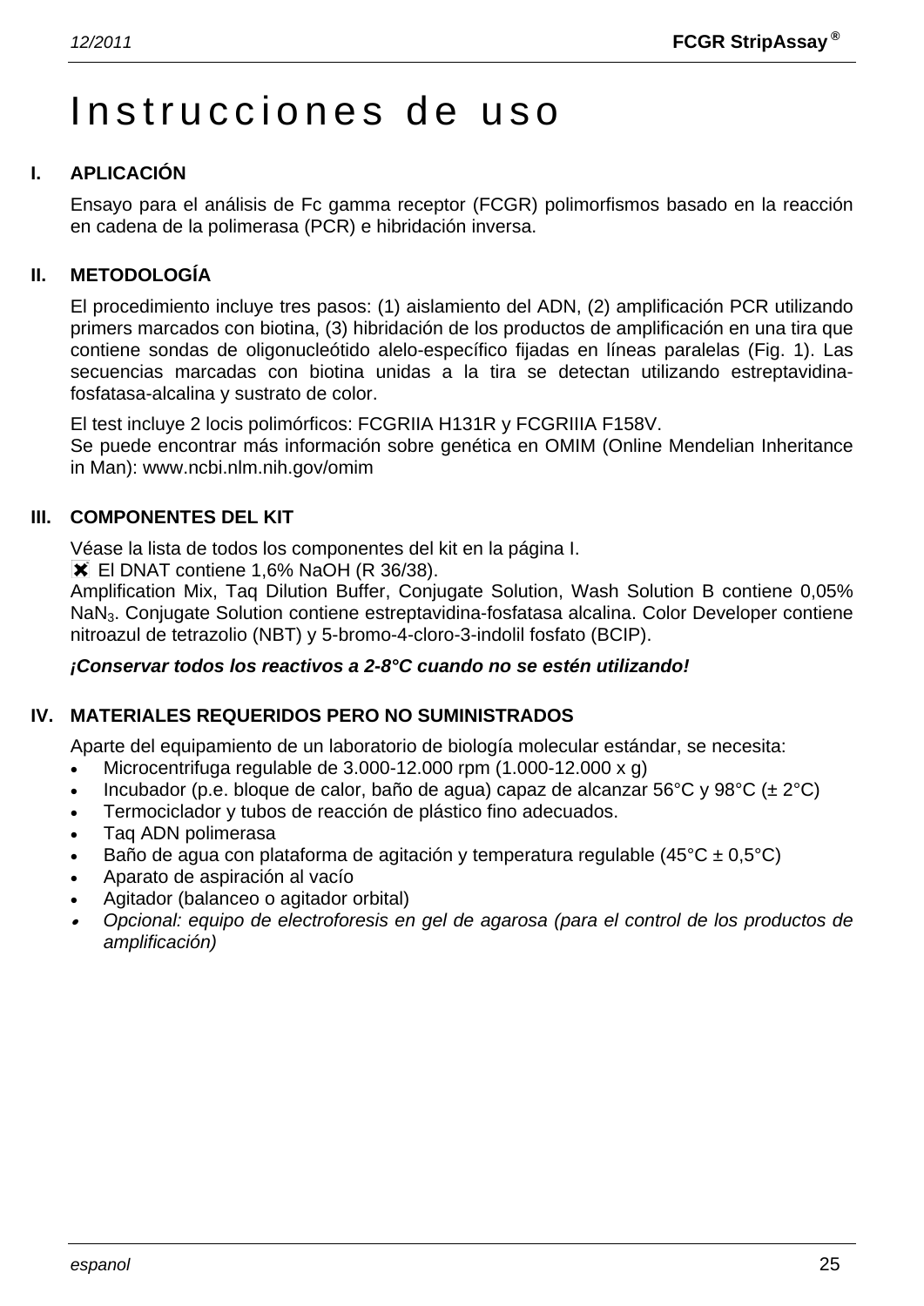# Instrucciones de uso

## I. APLICACIÓN

Ensayo para el análisis de Fc gamma receptor (FCGR) polimorfismos basado en la reacción en cadena de la polimerasa (PCR) e hibridación inversa.

## II. METODOLOGÍA

El procedimiento incluye tres pasos: (1) aislamiento del ADN, (2) amplificación PCR utilizando primers marcados con biotina, (3) hibridación de los productos de amplificación en una tira que contiene sondas de oligonucleótido alelo-específico fijadas en líneas paralelas (Fig. 1). Las secuencias marcadas con biotina unidas a la tira se detectan utilizando estreptavidina-fosfatasa-alcalina y sustrato de color.

El test incluye 2 locis polimórficos: FCGRIIA H131R y FCGRIIIA F158V.
Se puede encontrar más información sobre genética en OMIM (Online Mendelian Inheritance in Man): www.ncbi.nlm.nih.gov/omim

## III. COMPONENTES DEL KIT

Véase la lista de todos los componentes del kit en la página I.
✖ El DNAT contiene 1,6% NaOH (R 36/38).
Amplification Mix, Taq Dilution Buffer, Conjugate Solution, Wash Solution B contiene 0,05% $NaN_3$. Conjugate Solution contiene estreptavidina-fosfatasa alcalina. Color Developer contiene nitroazul de tetrazolio (NBT) y 5-bromo-4-cloro-3-indolil fosfato (BCIP).

***¡Conservar todos los reactivos a 2-8°C cuando no se estén utilizando!***

## IV. MATERIALES REQUERIDOS PERO NO SUMINISTRADOS

Aparte del equipamiento de un laboratorio de biología molecular estándar, se necesita:

- Microcentrifuga regulable de 3.000-12.000 rpm (1.000-12.000 x g)
- Incubador (p.e. bloque de calor, baño de agua) capaz de alcanzar 56°C y 98°C (± 2°C)
- Termociclador y tubos de reacción de plástico fino adecuados.
- Taq ADN polimerasa
- Baño de agua con plataforma de agitación y temperatura regulable (45°C ± 0,5°C)
- Aparato de aspiración al vacío
- Agitador (balanceo o agitador orbital)
- *Opcional: equipo de electroforesis en gel de agarosa (para el control de los productos de amplificación)*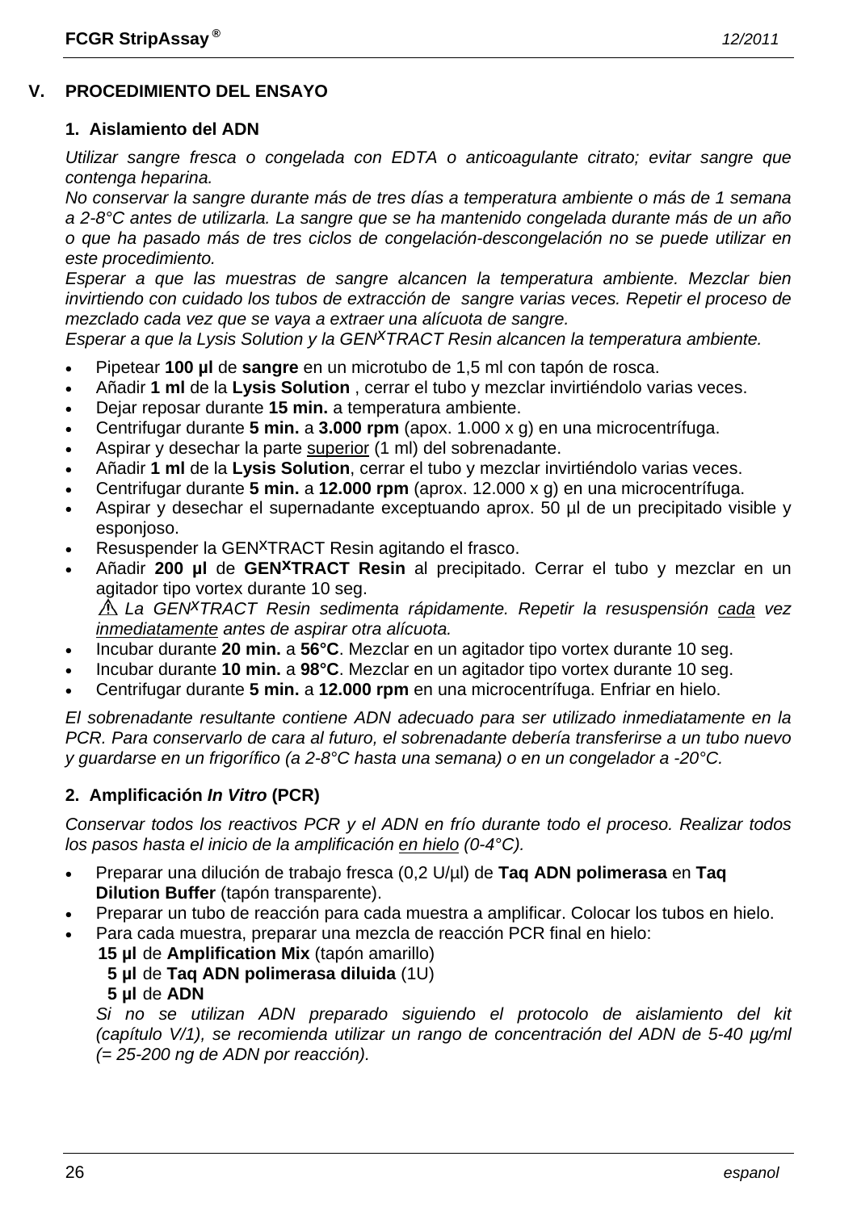## V. PROCEDIMIENTO DEL ENSAYO

### 1. Aislamiento del ADN

*Utilizar sangre fresca o congelada con EDTA o anticoagulante citrato; evitar sangre que contenga heparina.*
*No conservar la sangre durante más de tres días a temperatura ambiente o más de 1 semana a 2-8°C antes de utilizarla. La sangre que se ha mantenido congelada durante más de un año o que ha pasado más de tres ciclos de congelación-descongelación no se puede utilizar en este procedimiento.*
*Esperar a que las muestras de sangre alcancen la temperatura ambiente. Mezclar bien invirtiendo con cuidado los tubos de extracción de sangre varias veces. Repetir el proceso de mezclado cada vez que se vaya a extraer una alícuota de sangre.*
*Esperar a que la Lysis Solution y la GEN$^{X}$TRACT Resin alcancen la temperatura ambiente.*

- Pipetear **100 µl** de **sangre** en un microtubo de 1,5 ml con tapón de rosca.
- Añadir **1 ml** de la **Lysis Solution** , cerrar el tubo y mezclar invirtiéndolo varias veces.
- Dejar reposar durante **15 min.** a temperatura ambiente.
- Centrifugar durante **5 min.** a **3.000 rpm** (apox. 1.000 x g) en una microcentrífuga.
- Aspirar y desechar la parte <u>superior</u> (1 ml) del sobrenadante.
- Añadir **1 ml** de la **Lysis Solution**, cerrar el tubo y mezclar invirtiéndolo varias veces.
- Centrifugar durante **5 min.** a **12.000 rpm** (aprox. 12.000 x g) en una microcentrífuga.
- Aspirar y desechar el supernadante exceptuando aprox. 50 µl de un precipitado visible y esponjoso.
- Resuspender la GEN$^{X}$TRACT Resin agitando el frasco.
- Añadir **200 µl** de **GEN$^{X}$TRACT Resin** al precipitado. Cerrar el tubo y mezclar en un agitador tipo vortex durante 10 seg.
  ⚠ *La GEN$^{X}$TRACT Resin sedimenta rápidamente. Repetir la resuspensión <u>cada</u> vez <u>inmediatamente</u> antes de aspirar otra alícuota.*
- Incubar durante **20 min.** a **56°C**. Mezclar en un agitador tipo vortex durante 10 seg.
- Incubar durante **10 min.** a **98°C**. Mezclar en un agitador tipo vortex durante 10 seg.
- Centrifugar durante **5 min.** a **12.000 rpm** en una microcentrífuga. Enfriar en hielo.

*El sobrenadante resultante contiene ADN adecuado para ser utilizado inmediatamente en la PCR. Para conservarlo de cara al futuro, el sobrenadante debería transferirse a un tubo nuevo y guardarse en un frigorífico (a 2-8°C hasta una semana) o en un congelador a -20°C.*

### 2. Amplificación *In Vitro* (PCR)

*Conservar todos los reactivos PCR y el ADN en frío durante todo el proceso. Realizar todos los pasos hasta el inicio de la amplificación <u>en hielo</u> (0-4°C).*

- Preparar una dilución de trabajo fresca (0,2 U/µl) de **Taq ADN polimerasa** en **Taq Dilution Buffer** (tapón transparente).
- Preparar un tubo de reacción para cada muestra a amplificar. Colocar los tubos en hielo.
- Para cada muestra, preparar una mezcla de reacción PCR final en hielo:
  **15 µl** de **Amplification Mix** (tapón amarillo)
  **5 µl** de **Taq ADN polimerasa diluida** (1U)
  **5 µl** de **ADN**
  *Si no se utilizan ADN preparado siguiendo el protocolo de aislamiento del kit (capítulo V/1), se recomienda utilizar un rango de concentración del ADN de 5-40 µg/ml (= 25-200 ng de ADN por reacción).*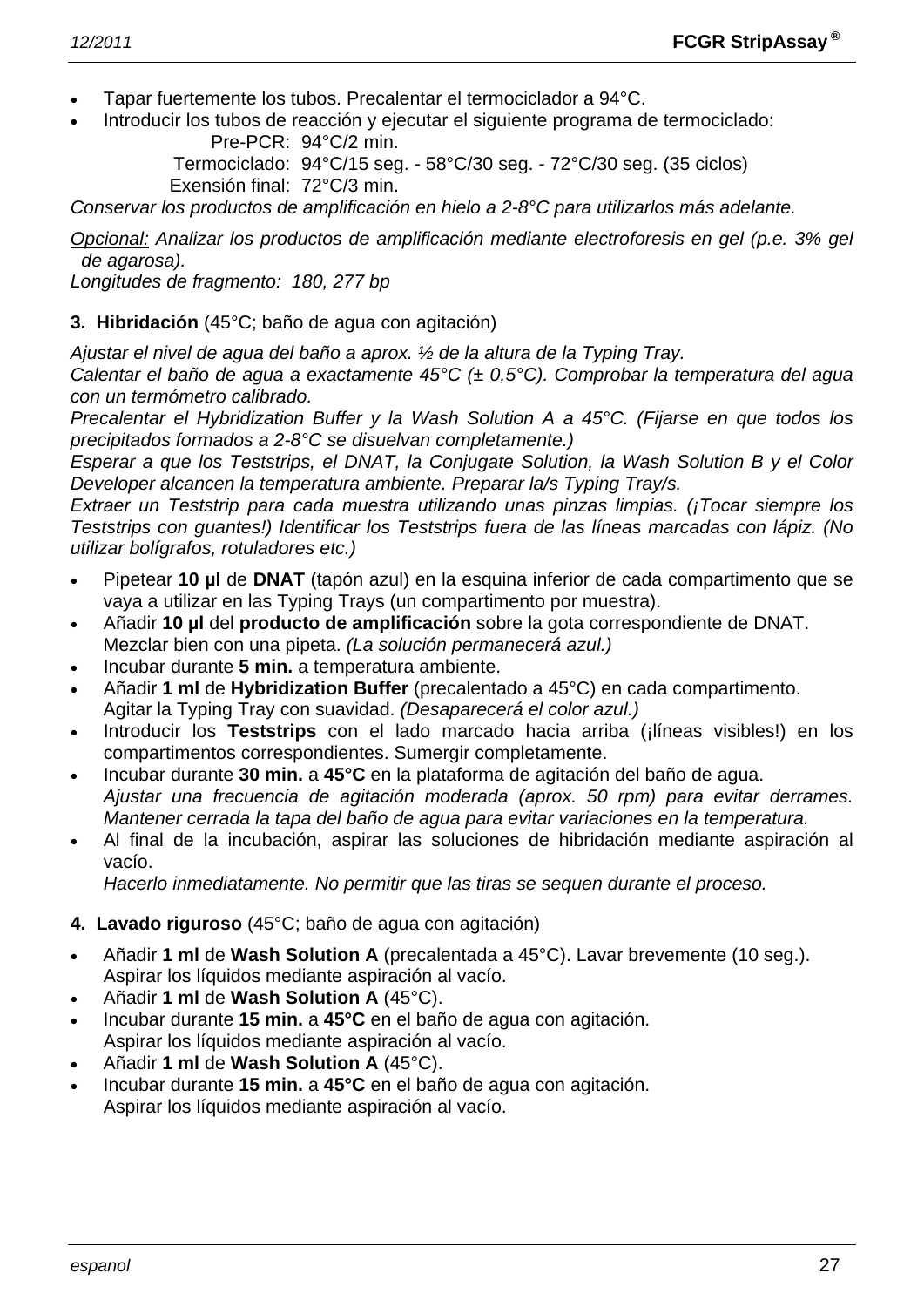- Tapar fuertemente los tubos. Precalentar el termociclador a 94°C.
- Introducir los tubos de reacción y ejecutar el siguiente programa de termociclado:

  Pre-PCR: 94°C/2 min.
  Termociclado: 94°C/15 seg. - 58°C/30 seg. - 72°C/30 seg. (35 ciclos)
  Exensión final: 72°C/3 min.

*Conservar los productos de amplificación en hielo a 2-8°C para utilizarlos más adelante.*

*Opcional: Analizar los productos de amplificación mediante electroforesis en gel (p.e. 3% gel de agarosa).*
*Longitudes de fragmento: 180, 277 bp*

**3. Hibridación** (45°C; baño de agua con agitación)

*Ajustar el nivel de agua del baño a aprox. ½ de la altura de la Typing Tray.*
*Calentar el baño de agua a exactamente 45°C (± 0,5°C). Comprobar la temperatura del agua con un termómetro calibrado.*
*Precalentar el Hybridization Buffer y la Wash Solution A a 45°C. (Fijarse en que todos los precipitados formados a 2-8°C se disuelvan completamente.)*
*Esperar a que los Teststrips, el DNAT, la Conjugate Solution, la Wash Solution B y el Color Developer alcancen la temperatura ambiente. Preparar la/s Typing Tray/s.*
*Extraer un Teststrip para cada muestra utilizando unas pinzas limpias. (¡Tocar siempre los Teststrips con guantes!) Identificar los Teststrips fuera de las líneas marcadas con lápiz. (No utilizar bolígrafos, rotuladores etc.)*

- Pipetear **10 µl** de **DNAT** (tapón azul) en la esquina inferior de cada compartimento que se vaya a utilizar en las Typing Trays (un compartimento por muestra).
- Añadir **10 µl** del **producto de amplificación** sobre la gota correspondiente de DNAT. Mezclar bien con una pipeta. *(La solución permanecerá azul.)*
- Incubar durante **5 min.** a temperatura ambiente.
- Añadir **1 ml** de **Hybridization Buffer** (precalentado a 45°C) en cada compartimento. Agitar la Typing Tray con suavidad. *(Desaparecerá el color azul.)*
- Introducir los **Teststrips** con el lado marcado hacia arriba (¡líneas visibles!) en los compartimentos correspondientes. Sumergir completamente.
- Incubar durante **30 min.** a **45°C** en la plataforma de agitación del baño de agua.
  *Ajustar una frecuencia de agitación moderada (aprox. 50 rpm) para evitar derrames. Mantener cerrada la tapa del baño de agua para evitar variaciones en la temperatura.*
- Al final de la incubación, aspirar las soluciones de hibridación mediante aspiración al vacío.
  *Hacerlo inmediatamente. No permitir que las tiras se sequen durante el proceso.*

**4. Lavado riguroso** (45°C; baño de agua con agitación)

- Añadir **1 ml** de **Wash Solution A** (precalentada a 45°C). Lavar brevemente (10 seg.). Aspirar los líquidos mediante aspiración al vacío.
- Añadir **1 ml** de **Wash Solution A** (45°C).
- Incubar durante **15 min.** a **45°C** en el baño de agua con agitación. Aspirar los líquidos mediante aspiración al vacío.
- Añadir **1 ml** de **Wash Solution A** (45°C).
- Incubar durante **15 min.** a **45°C** en el baño de agua con agitación. Aspirar los líquidos mediante aspiración al vacío.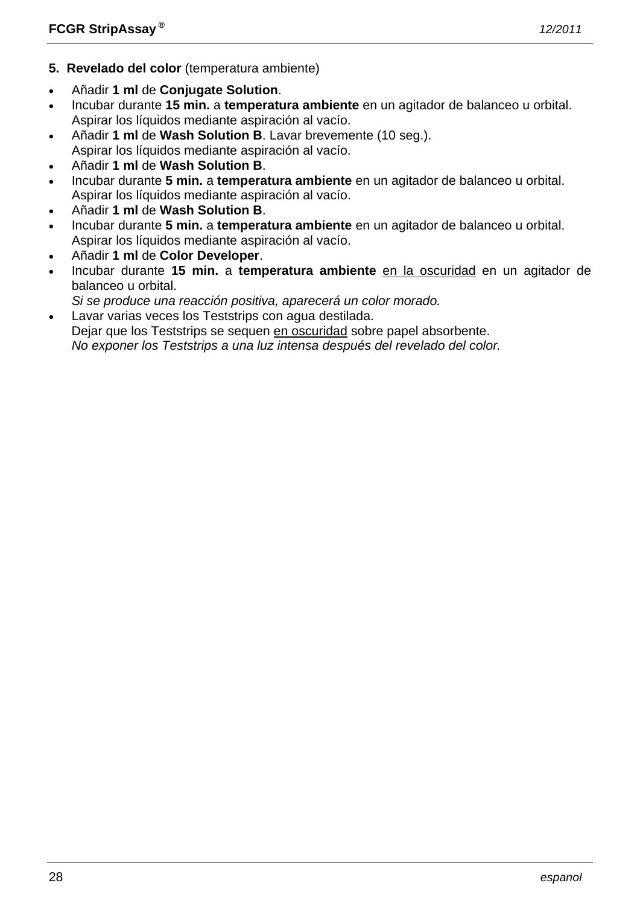**5. Revelado del color** (temperatura ambiente)

- Añadir **1 ml** de **Conjugate Solution**.
- Incubar durante **15 min.** a **temperatura ambiente** en un agitador de balanceo u orbital.
  Aspirar los líquidos mediante aspiración al vacío.
- Añadir **1 ml** de **Wash Solution B**. Lavar brevemente (10 seg.).
  Aspirar los líquidos mediante aspiración al vacío.
- Añadir **1 ml** de **Wash Solution B**.
- Incubar durante **5 min.** a **temperatura ambiente** en un agitador de balanceo u orbital.
  Aspirar los líquidos mediante aspiración al vacío.
- Añadir **1 ml** de **Wash Solution B**.
- Incubar durante **5 min.** a **temperatura ambiente** en un agitador de balanceo u orbital.
  Aspirar los líquidos mediante aspiración al vacío.
- Añadir **1 ml** de **Color Developer**.
- Incubar durante **15 min.** a **temperatura ambiente** <u>en la oscuridad</u> en un agitador de balanceo u orbital.
  *Si se produce una reacción positiva, aparecerá un color morado.*
- Lavar varias veces los Teststrips con agua destilada.
  Dejar que los Teststrips se sequen <u>en oscuridad</u> sobre papel absorbente.
  *No exponer los Teststrips a una luz intensa después del revelado del color.*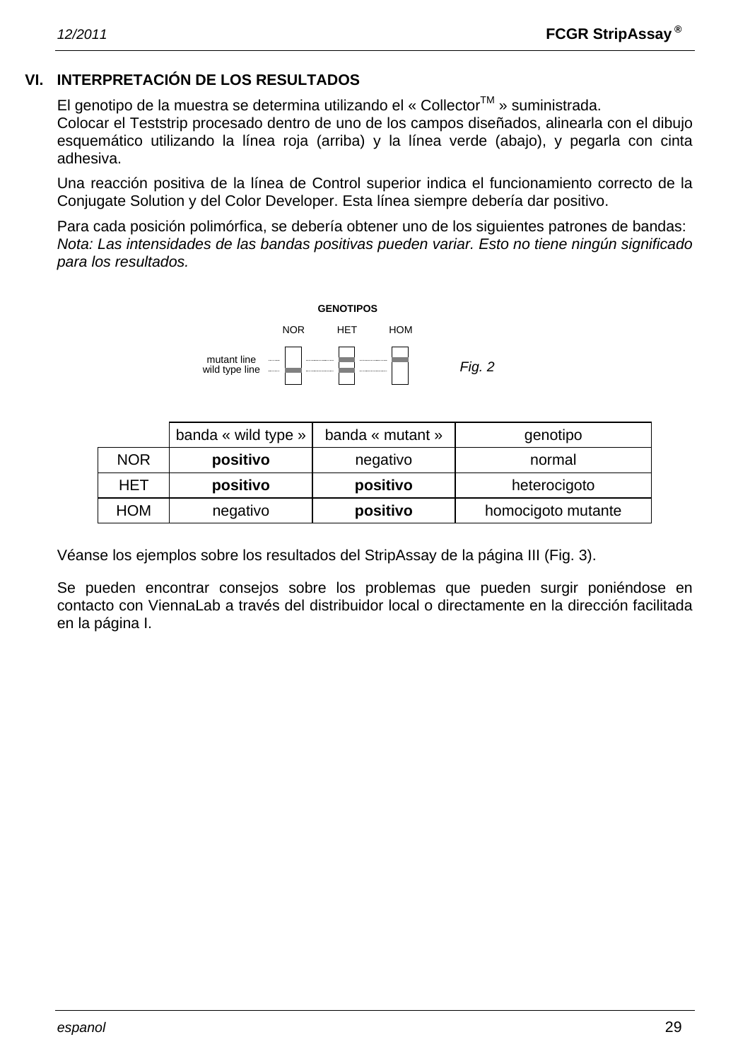## VI. INTERPRETACIÓN DE LOS RESULTADOS

El genotipo de la muestra se determina utilizando el « Collector™ » suministrada.
Colocar el Teststrip procesado dentro de uno de los campos diseñados, alinearla con el dibujo esquemático utilizando la línea roja (arriba) y la línea verde (abajo), y pegarla con cinta adhesiva.

Una reacción positiva de la línea de Control superior indica el funcionamiento correcto de la Conjugate Solution y del Color Developer. Esta línea siempre debería dar positivo.

Para cada posición polimórfica, se debería obtener uno de los siguientes patrones de bandas:
*Nota: Las intensidades de las bandas positivas pueden variar. Esto no tiene ningún significado para los resultados.*

**GENOTIPOS**

NOR HET HOM

mutant line
wild type line

*Fig. 2*

| | banda « wild type » | banda « mutant » | genotipo |
|---|---|---|---|
| NOR | **positivo** | negativo | normal |
| HET | **positivo** | **positivo** | heterocigoto |
| HOM | negativo | **positivo** | homocigoto mutante |

Véanse los ejemplos sobre los resultados del StripAssay de la página III (Fig. 3).

Se pueden encontrar consejos sobre los problemas que pueden surgir poniéndose en contacto con ViennaLab a través del distribuidor local o directamente en la dirección facilitada en la página I.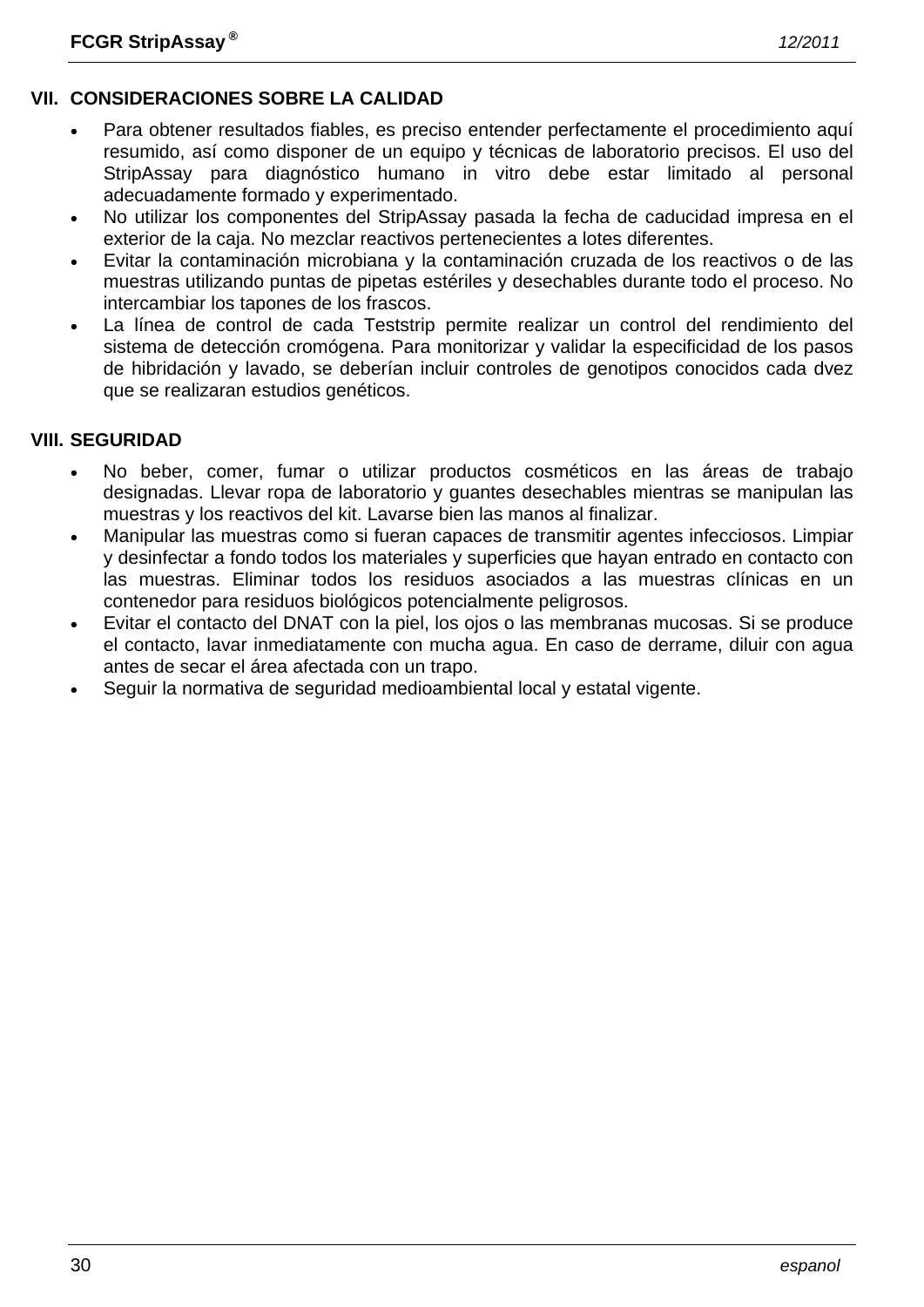## VII. CONSIDERACIONES SOBRE LA CALIDAD

- Para obtener resultados fiables, es preciso entender perfectamente el procedimiento aquí resumido, así como disponer de un equipo y técnicas de laboratorio precisos. El uso del StripAssay para diagnóstico humano in vitro debe estar limitado al personal adecuadamente formado y experimentado.
- No utilizar los componentes del StripAssay pasada la fecha de caducidad impresa en el exterior de la caja. No mezclar reactivos pertenecientes a lotes diferentes.
- Evitar la contaminación microbiana y la contaminación cruzada de los reactivos o de las muestras utilizando puntas de pipetas estériles y desechables durante todo el proceso. No intercambiar los tapones de los frascos.
- La línea de control de cada Teststrip permite realizar un control del rendimiento del sistema de detección cromógena. Para monitorizar y validar la especificidad de los pasos de hibridación y lavado, se deberían incluir controles de genotipos conocidos cada dvez que se realizaran estudios genéticos.

## VIII. SEGURIDAD

- No beber, comer, fumar o utilizar productos cosméticos en las áreas de trabajo designadas. Llevar ropa de laboratorio y guantes desechables mientras se manipulan las muestras y los reactivos del kit. Lavarse bien las manos al finalizar.
- Manipular las muestras como si fueran capaces de transmitir agentes infecciosos. Limpiar y desinfectar a fondo todos los materiales y superficies que hayan entrado en contacto con las muestras. Eliminar todos los residuos asociados a las muestras clínicas en un contenedor para residuos biológicos potencialmente peligrosos.
- Evitar el contacto del DNAT con la piel, los ojos o las membranas mucosas. Si se produce el contacto, lavar inmediatamente con mucha agua. En caso de derrame, diluir con agua antes de secar el área afectada con un trapo.
- Seguir la normativa de seguridad medioambiental local y estatal vigente.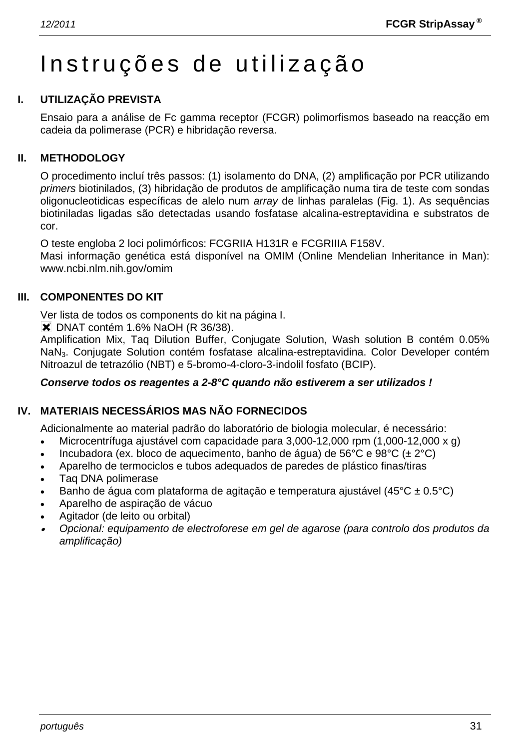# Instruções de utilização

## I. UTILIZAÇÃO PREVISTA

Ensaio para a análise de Fc gamma receptor (FCGR) polimorfismos baseado na reacção em cadeia da polimerase (PCR) e hibridação reversa.

## II. METHODOLOGY

O procedimento incluí três passos: (1) isolamento do DNA, (2) amplificação por PCR utilizando *primers* biotinilados, (3) hibridação de produtos de amplificação numa tira de teste com sondas oligonucleotidicas específicas de alelo num *array* de linhas paralelas (Fig. 1). As sequências biotiniladas ligadas são detectadas usando fosfatase alcalina-estreptavidina e substratos de cor.

O teste engloba 2 loci polimórficos: FCGRIIA H131R e FCGRIIIA F158V.
Masi informação genética está disponível na OMIM (Online Mendelian Inheritance in Man): www.ncbi.nlm.nih.gov/omim

## III. COMPONENTES DO KIT

Ver lista de todos os components do kit na página I.
✖ DNAT contém 1.6% NaOH (R 36/38).
Amplification Mix, Taq Dilution Buffer, Conjugate Solution, Wash solution B contém 0.05% $NaN_3$. Conjugate Solution contém fosfatase alcalina-estreptavidina. Color Developer contém Nitroazul de tetrazólio (NBT) e 5-bromo-4-cloro-3-indolil fosfato (BCIP).

***Conserve todos os reagentes a 2-8°C quando não estiverem a ser utilizados !***

## IV. MATERIAIS NECESSÁRIOS MAS NÃO FORNECIDOS

Adicionalmente ao material padrão do laboratório de biologia molecular, é necessário:

- Microcentrífuga ajustável com capacidade para 3,000-12,000 rpm (1,000-12,000 x g)
- Incubadora (ex. bloco de aquecimento, banho de água) de 56°C e 98°C (± 2°C)
- Aparelho de termociclos e tubos adequados de paredes de plástico finas/tiras
- Taq DNA polimerase
- Banho de água com plataforma de agitação e temperatura ajustável (45°C ± 0.5°C)
- Aparelho de aspiração de vácuo
- Agitador (de leito ou orbital)
- *Opcional: equipamento de electroforese em gel de agarose (para controlo dos produtos da amplificação)*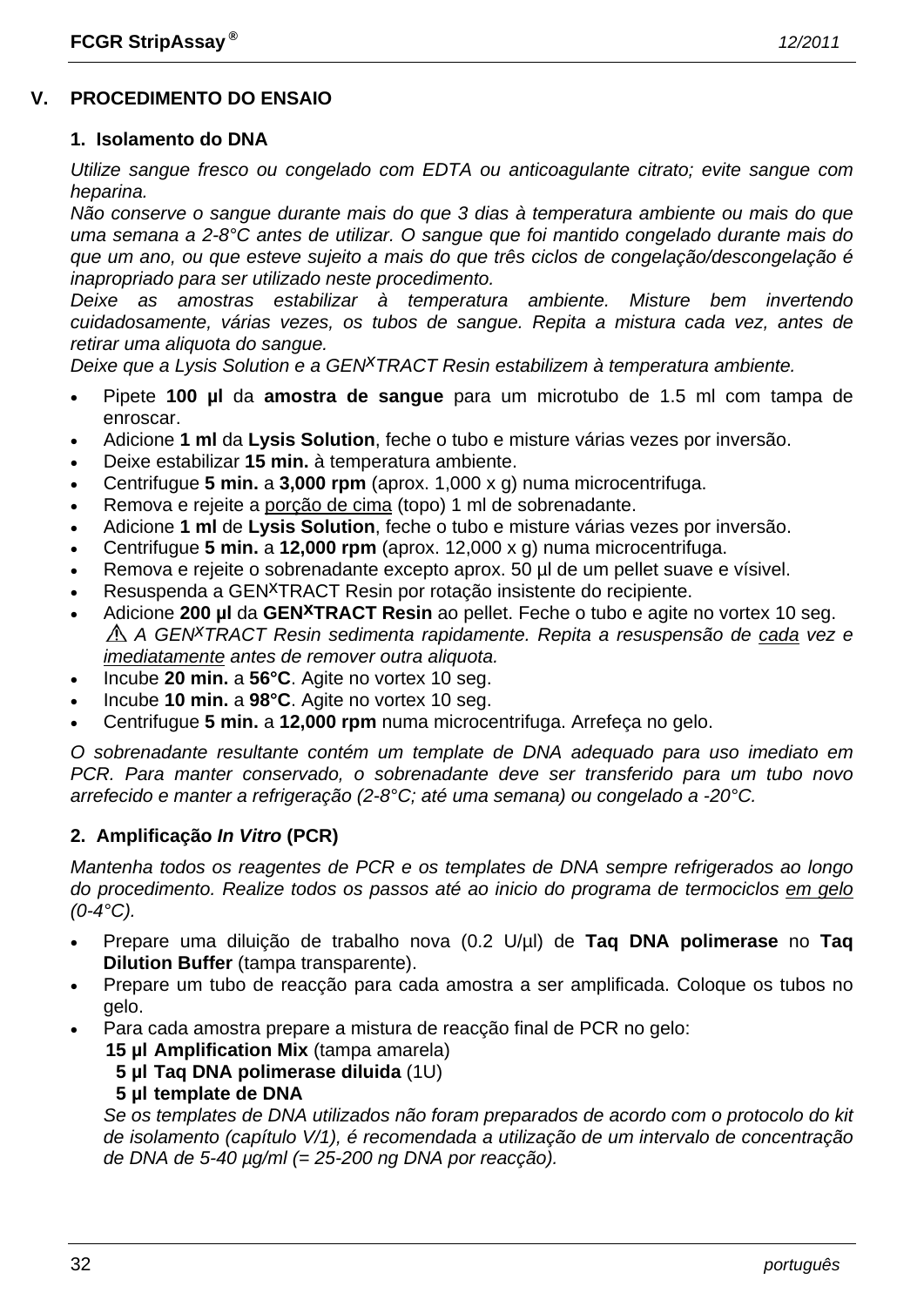## V. PROCEDIMENTO DO ENSAIO

### 1. Isolamento do DNA

*Utilize sangue fresco ou congelado com EDTA ou anticoagulante citrato; evite sangue com heparina.*
*Não conserve o sangue durante mais do que 3 dias à temperatura ambiente ou mais do que uma semana a 2-8°C antes de utilizar. O sangue que foi mantido congelado durante mais do que um ano, ou que esteve sujeito a mais do que três ciclos de congelação/descongelação é inapropriado para ser utilizado neste procedimento.*
*Deixe as amostras estabilizar à temperatura ambiente. Misture bem invertendo cuidadosamente, várias vezes, os tubos de sangue. Repita a mistura cada vez, antes de retirar uma aliquota do sangue.*
*Deixe que a Lysis Solution e a GEN$^X$TRACT Resin estabilizem à temperatura ambiente.*

- Pipete **100 µl** da **amostra de sangue** para um microtubo de 1.5 ml com tampa de enroscar.
- Adicione **1 ml** da **Lysis Solution**, feche o tubo e misture várias vezes por inversão.
- Deixe estabilizar **15 min.** à temperatura ambiente.
- Centrifugue **5 min.** a **3,000 rpm** (aprox. 1,000 x g) numa microcentrifuga.
- Remova e rejeite a porção de cima (topo) 1 ml de sobrenadante.
- Adicione **1 ml** de **Lysis Solution**, feche o tubo e misture várias vezes por inversão.
- Centrifugue **5 min.** a **12,000 rpm** (aprox. 12,000 x g) numa microcentrifuga.
- Remova e rejeite o sobrenadante excepto aprox. 50 µl de um pellet suave e vísivel.
- Resuspenda a GEN$^X$TRACT Resin por rotação insistente do recipiente.
- Adicione **200 µl** da **GEN$^X$TRACT Resin** ao pellet. Feche o tubo e agite no vortex 10 seg.
  ⚠ *A GEN$^X$TRACT Resin sedimenta rapidamente. Repita a resuspensão de cada vez e imediatamente antes de remover outra aliquota.*
- Incube **20 min.** a **56°C**. Agite no vortex 10 seg.
- Incube **10 min.** a **98°C**. Agite no vortex 10 seg.
- Centrifugue **5 min.** a **12,000 rpm** numa microcentrifuga. Arrefeça no gelo.

*O sobrenadante resultante contém um template de DNA adequado para uso imediato em PCR. Para manter conservado, o sobrenadante deve ser transferido para um tubo novo arrefecido e manter a refrigeração (2-8°C; até uma semana) ou congelado a -20°C.*

### 2. Amplificação *In Vitro* (PCR)

*Mantenha todos os reagentes de PCR e os templates de DNA sempre refrigerados ao longo do procedimento. Realize todos os passos até ao inicio do programa de termociclos em gelo (0-4°C).*

- Prepare uma diluição de trabalho nova (0.2 U/µl) de **Taq DNA polimerase** no **Taq Dilution Buffer** (tampa transparente).
- Prepare um tubo de reacção para cada amostra a ser amplificada. Coloque os tubos no gelo.
- Para cada amostra prepare a mistura de reacção final de PCR no gelo:
  **15 µl Amplification Mix** (tampa amarela)
  **5 µl Taq DNA polimerase diluida** (1U)
  **5 µl template de DNA**
  *Se os templates de DNA utilizados não foram preparados de acordo com o protocolo do kit de isolamento (capítulo V/1), é recomendada a utilização de um intervalo de concentração de DNA de 5-40 µg/ml (= 25-200 ng DNA por reacção).*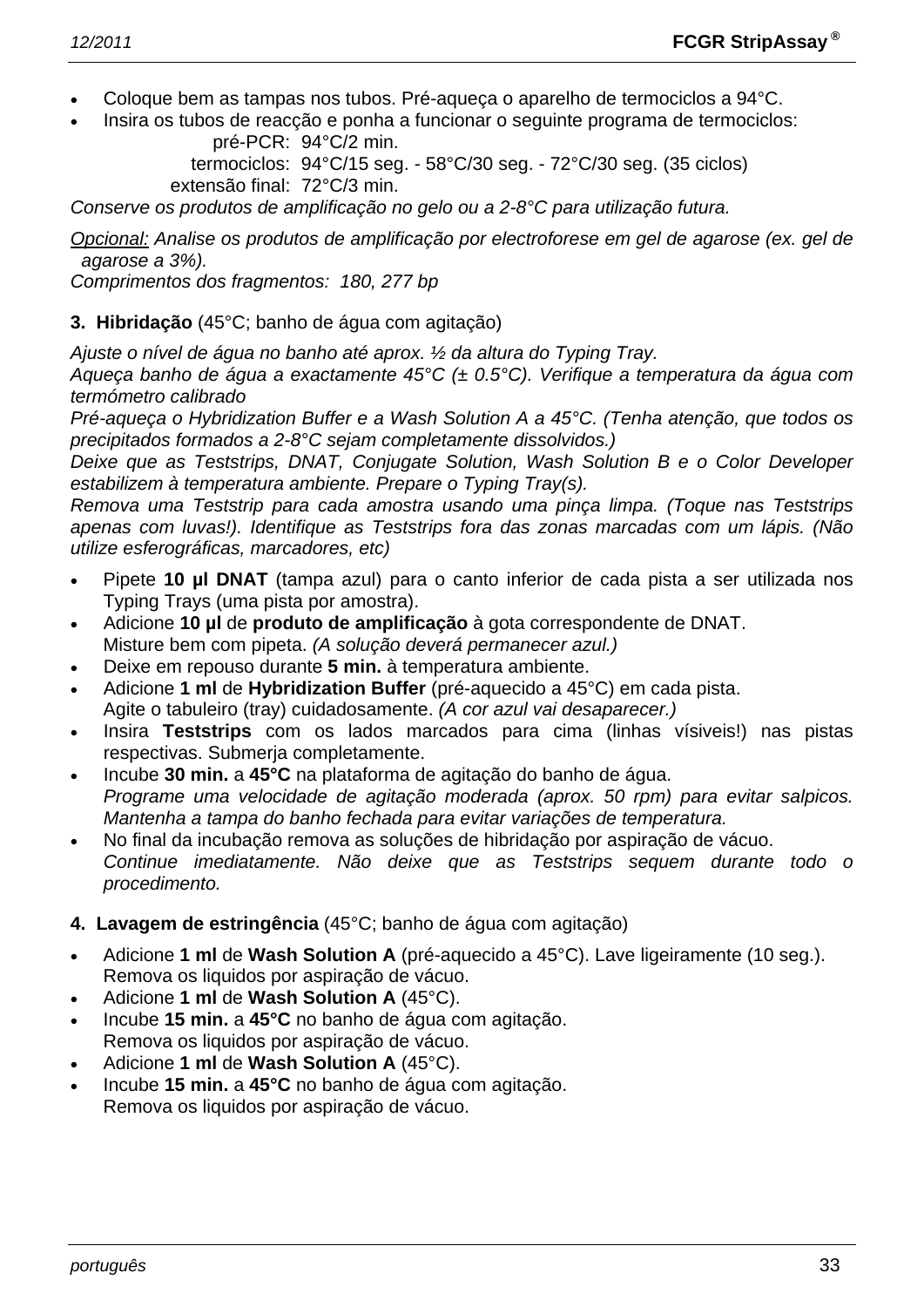- Coloque bem as tampas nos tubos. Pré-aqueça o aparelho de termociclos a 94°C.
- Insira os tubos de reacção e ponha a funcionar o seguinte programa de termociclos:

  pré-PCR: 94°C/2 min.
  termociclos: 94°C/15 seg. - 58°C/30 seg. - 72°C/30 seg. (35 ciclos)
  extensão final: 72°C/3 min.

*Conserve os produtos de amplificação no gelo ou a 2-8°C para utilização futura.*

*Opcional: Analise os produtos de amplificação por electroforese em gel de agarose (ex. gel de agarose a 3%).*
*Comprimentos dos fragmentos: 180, 277 bp*

**3. Hibridação** (45°C; banho de água com agitação)

*Ajuste o nível de água no banho até aprox. ½ da altura do Typing Tray.*
*Aqueça banho de água a exactamente 45°C (± 0.5°C). Verifique a temperatura da água com termómetro calibrado*
*Pré-aqueça o Hybridization Buffer e a Wash Solution A a 45°C. (Tenha atenção, que todos os precipitados formados a 2-8°C sejam completamente dissolvidos.)*
*Deixe que as Teststrips, DNAT, Conjugate Solution, Wash Solution B e o Color Developer estabilizem à temperatura ambiente. Prepare o Typing Tray(s).*
*Remova uma Teststrip para cada amostra usando uma pinça limpa. (Toque nas Teststrips apenas com luvas!). Identifique as Teststrips fora das zonas marcadas com um lápis. (Não utilize esferográficas, marcadores, etc)*

- Pipete **10 µl DNAT** (tampa azul) para o canto inferior de cada pista a ser utilizada nos Typing Trays (uma pista por amostra).
- Adicione **10 µl** de **produto de amplificação** à gota correspondente de DNAT.
  Misture bem com pipeta. *(A solução deverá permanecer azul.)*
- Deixe em repouso durante **5 min.** à temperatura ambiente.
- Adicione **1 ml** de **Hybridization Buffer** (pré-aquecido a 45°C) em cada pista.
  Agite o tabuleiro (tray) cuidadosamente. *(A cor azul vai desaparecer.)*
- Insira **Teststrips** com os lados marcados para cima (linhas vísiveis!) nas pistas respectivas. Submerja completamente.
- Incube **30 min.** a **45°C** na plataforma de agitação do banho de água.
  *Programe uma velocidade de agitação moderada (aprox. 50 rpm) para evitar salpicos. Mantenha a tampa do banho fechada para evitar variações de temperatura.*
- No final da incubação remova as soluções de hibridação por aspiração de vácuo.
  *Continue imediatamente. Não deixe que as Teststrips sequem durante todo o procedimento.*

**4. Lavagem de estringência** (45°C; banho de água com agitação)

- Adicione **1 ml** de **Wash Solution A** (pré-aquecido a 45°C). Lave ligeiramente (10 seg.).
  Remova os liquidos por aspiração de vácuo.
- Adicione **1 ml** de **Wash Solution A** (45°C).
- Incube **15 min.** a **45°C** no banho de água com agitação.
  Remova os liquidos por aspiração de vácuo.
- Adicione **1 ml** de **Wash Solution A** (45°C).
- Incube **15 min.** a **45°C** no banho de água com agitação.
  Remova os liquidos por aspiração de vácuo.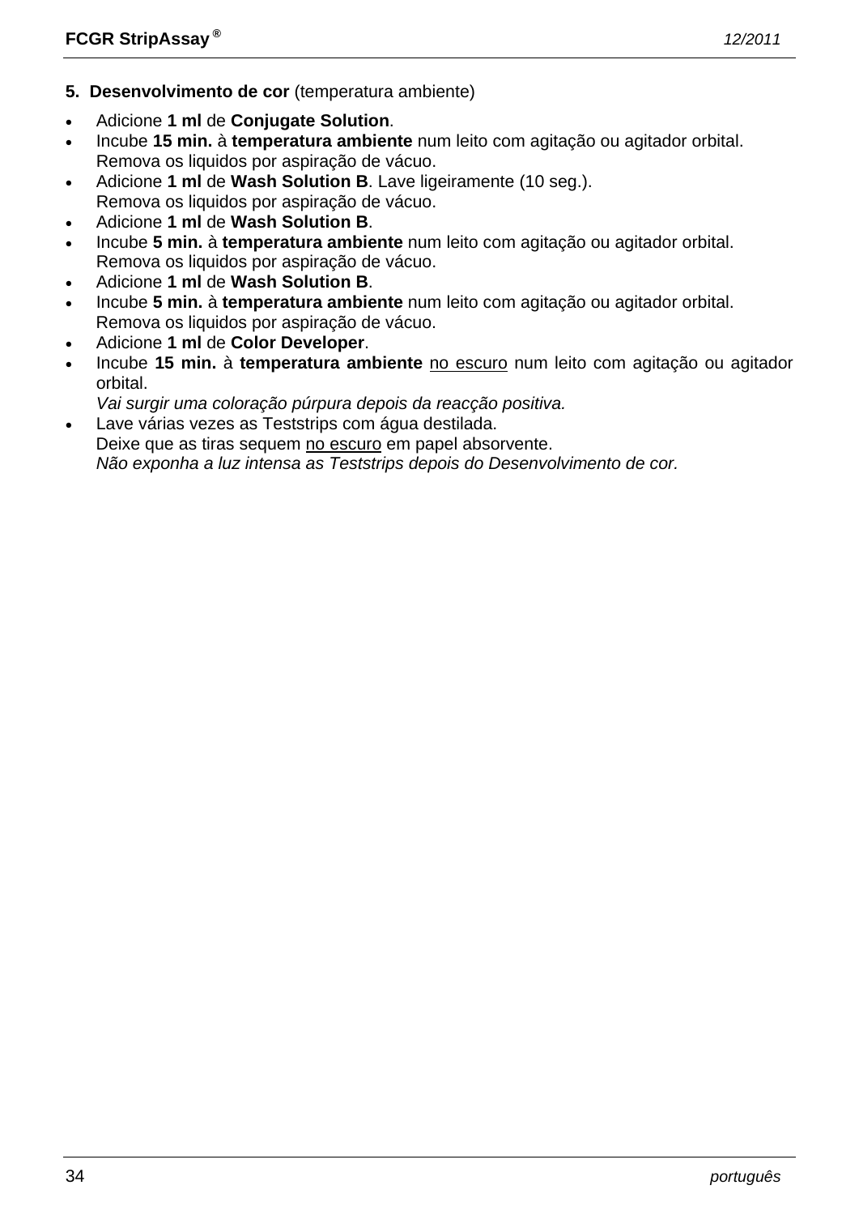**5. Desenvolvimento de cor** (temperatura ambiente)

- Adicione **1 ml** de **Conjugate Solution**.
- Incube **15 min.** à **temperatura ambiente** num leito com agitação ou agitador orbital.
  Remova os liquidos por aspiração de vácuo.
- Adicione **1 ml** de **Wash Solution B**. Lave ligeiramente (10 seg.).
  Remova os liquidos por aspiração de vácuo.
- Adicione **1 ml** de **Wash Solution B**.
- Incube **5 min.** à **temperatura ambiente** num leito com agitação ou agitador orbital.
  Remova os liquidos por aspiração de vácuo.
- Adicione **1 ml** de **Wash Solution B**.
- Incube **5 min.** à **temperatura ambiente** num leito com agitação ou agitador orbital.
  Remova os liquidos por aspiração de vácuo.
- Adicione **1 ml** de **Color Developer**.
- Incube **15 min.** à **temperatura ambiente** no escuro num leito com agitação ou agitador orbital.
  *Vai surgir uma coloração púrpura depois da reacção positiva.*
- Lave várias vezes as Teststrips com água destilada.
  Deixe que as tiras sequem no escuro em papel absorvente.
  *Não exponha a luz intensa as Teststrips depois do Desenvolvimento de cor.*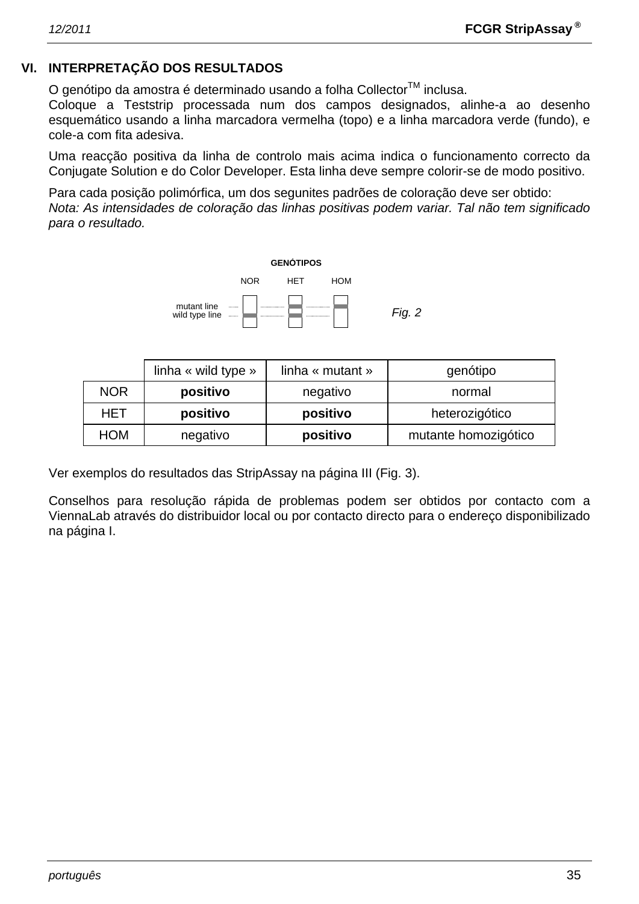## VI. INTERPRETAÇÃO DOS RESULTADOS

O genótipo da amostra é determinado usando a folha Collector™ inclusa.
Coloque a Teststrip processada num dos campos designados, alinhe-a ao desenho esquemático usando a linha marcadora vermelha (topo) e a linha marcadora verde (fundo), e cole-a com fita adesiva.

Uma reacção positiva da linha de controlo mais acima indica o funcionamento correcto da Conjugate Solution e do Color Developer. Esta linha deve sempre colorir-se de modo positivo.

Para cada posição polimórfica, um dos segunites padrões de coloração deve ser obtido:
*Nota: As intensidades de coloração das linhas positivas podem variar. Tal não tem significado para o resultado.*

**GENÓTIPOS**

NOR HET HOM

mutant line
wild type line

*Fig. 2*

| | linha « wild type » | linha « mutant » | genótipo |
|---|---|---|---|
| NOR | **positivo** | negativo | normal |
| HET | **positivo** | **positivo** | heterozigótico |
| HOM | negativo | **positivo** | mutante homozigótico |

Ver exemplos do resultados das StripAssay na página III (Fig. 3).

Conselhos para resolução rápida de problemas podem ser obtidos por contacto com a ViennaLab através do distribuidor local ou por contacto directo para o endereço disponibilizado na página I.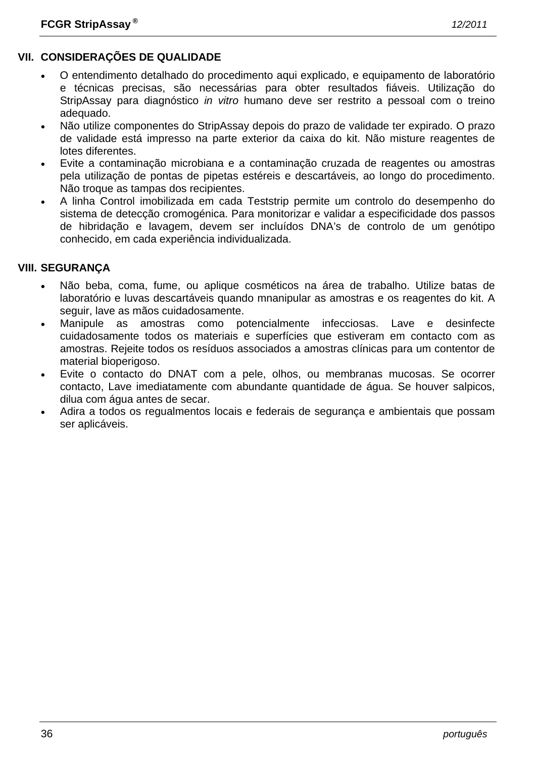## VII. CONSIDERAÇÕES DE QUALIDADE

- O entendimento detalhado do procedimento aqui explicado, e equipamento de laboratório e técnicas precisas, são necessárias para obter resultados fiáveis. Utilização do StripAssay para diagnóstico *in vitro* humano deve ser restrito a pessoal com o treino adequado.
- Não utilize componentes do StripAssay depois do prazo de validade ter expirado. O prazo de validade está impresso na parte exterior da caixa do kit. Não misture reagentes de lotes diferentes.
- Evite a contaminação microbiana e a contaminação cruzada de reagentes ou amostras pela utilização de pontas de pipetas estéreis e descartáveis, ao longo do procedimento. Não troque as tampas dos recipientes.
- A linha Control imobilizada em cada Teststrip permite um controlo do desempenho do sistema de detecção cromogénica. Para monitorizar e validar a especificidade dos passos de hibridação e lavagem, devem ser incluídos DNA's de controlo de um genótipo conhecido, em cada experiência individualizada.

## VIII. SEGURANÇA

- Não beba, coma, fume, ou aplique cosméticos na área de trabalho. Utilize batas de laboratório e luvas descartáveis quando mnanipular as amostras e os reagentes do kit. A seguir, lave as mãos cuidadosamente.
- Manipule as amostras como potencialmente infecciosas. Lave e desinfecte cuidadosamente todos os materiais e superfícies que estiveram em contacto com as amostras. Rejeite todos os resíduos associados a amostras clínicas para um contentor de material bioperigoso.
- Evite o contacto do DNAT com a pele, olhos, ou membranas mucosas. Se ocorrer contacto, Lave imediatamente com abundante quantidade de água. Se houver salpicos, dilua com água antes de secar.
- Adira a todos os regualmentos locais e federais de segurança e ambientais que possam ser aplicáveis.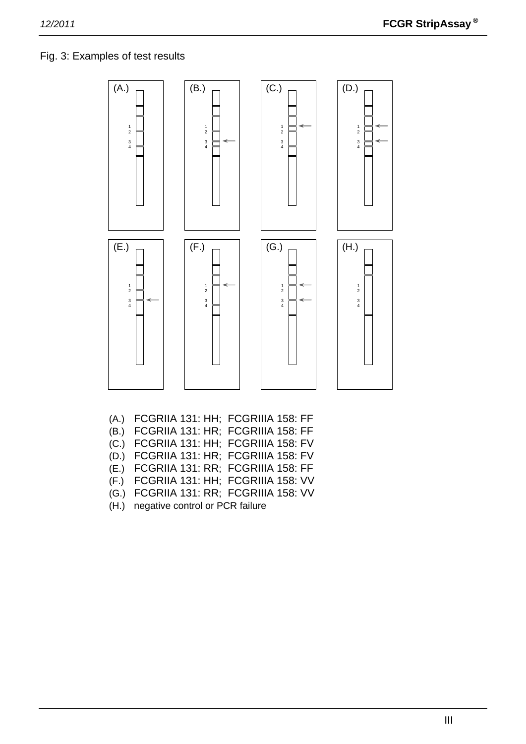Fig. 3: Examples of test results

(A.) FCGRIIA 131: HH; FCGRIIIA 158: FF
(B.) FCGRIIA 131: HR; FCGRIIIA 158: FF
(C.) FCGRIIA 131: HH; FCGRIIIA 158: FV
(D.) FCGRIIA 131: HR; FCGRIIIA 158: FV
(E.) FCGRIIA 131: RR; FCGRIIIA 158: FF
(F.) FCGRIIA 131: HH; FCGRIIIA 158: VV
(G.) FCGRIIA 131: RR; FCGRIIIA 158: VV
(H.) negative control or PCR failure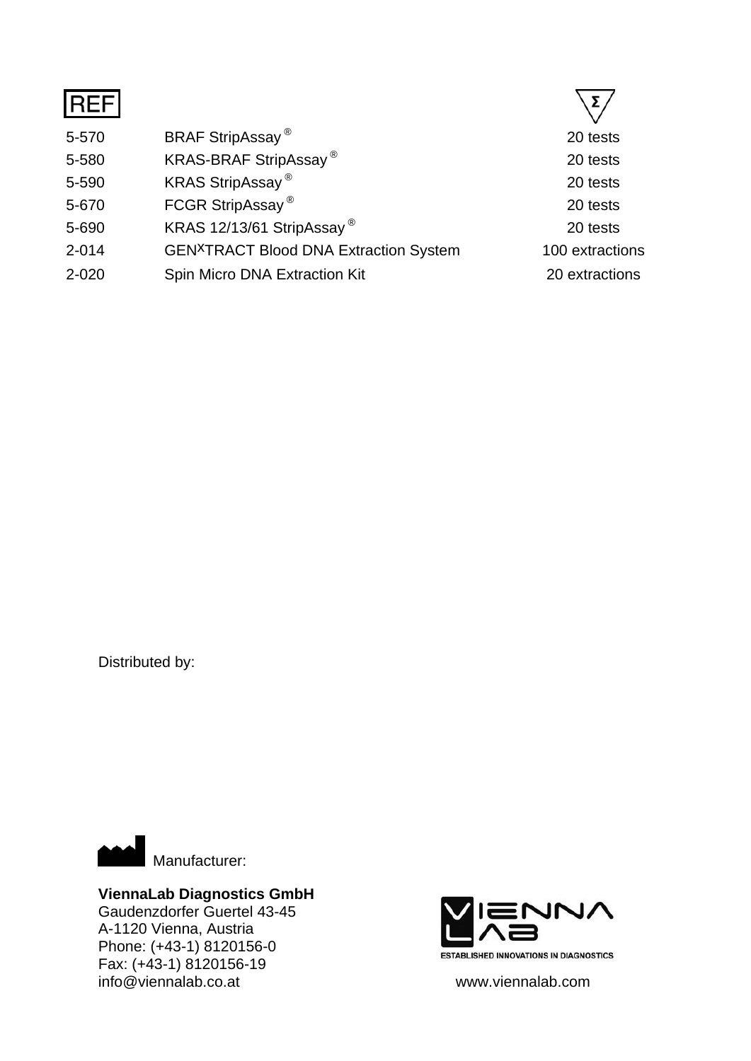| REF | | Σ |
|---|---|---|
| 5-570 | BRAF StripAssay® | 20 tests |
| 5-580 | KRAS-BRAF StripAssay® | 20 tests |
| 5-590 | KRAS StripAssay® | 20 tests |
| 5-670 | FCGR StripAssay® | 20 tests |
| 5-690 | KRAS 12/13/61 StripAssay® | 20 tests |
| 2-014 | GEN^X^TRACT Blood DNA Extraction System | 100 extractions |
| 2-020 | Spin Micro DNA Extraction Kit | 20 extractions |

Distributed by:

Manufacturer:

**ViennaLab Diagnostics GmbH**
Gaudenzdorfer Guertel 43-45
A-1120 Vienna, Austria
Phone: (+43-1) 8120156-0
Fax: (+43-1) 8120156-19
info@viennalab.co.at

VIENNA LAB
ESTABLISHED INNOVATIONS IN DIAGNOSTICS

www.viennalab.com